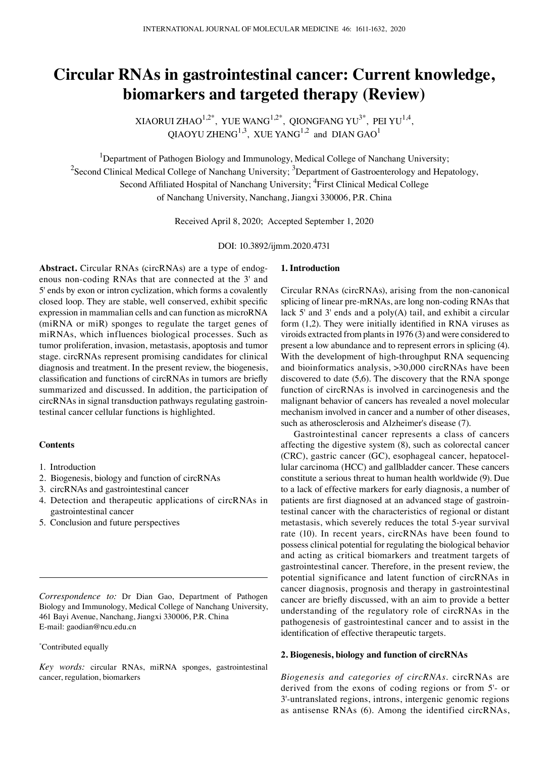# Circular RNAs in gastrointestinal cancer: Current knowledge, biomarkers and targeted therapy (Review)

XIAORUI ZHAO[1,2*], YUE WANG[1,2*], QIONGFANG YU[3*], PEI YU[1,4], QIAOYU ZHENG[1,3], XUE YANG[1,2] and DIAN GAO[1]

[1]Department of Pathogen Biology and Immunology, Medical College of Nanchang University; [2]Second Clinical Medical College of Nanchang University; [3]Department of Gastroenterology and Hepatology, Second Affiliated Hospital of Nanchang University; [4]First Clinical Medical College of Nanchang University, Nanchang, Jiangxi 330006, P.R. China

Received April 8, 2020; Accepted September 1, 2020

DOI: 10.3892/ijmm.2020.4731

**Abstract.** Circular RNAs (circRNAs) are a type of endogenous non-coding RNAs that are connected at the 3' and 5' ends by exon or intron cyclization, which forms a covalently closed loop. They are stable, well conserved, exhibit specific expression in mammalian cells and can function as microRNA (miRNA or miR) sponges to regulate the target genes of miRNAs, which influences biological processes. Such as tumor proliferation, invasion, metastasis, apoptosis and tumor stage. circRNAs represent promising candidates for clinical diagnosis and treatment. In the present review, the biogenesis, classification and functions of circRNAs in tumors are briefly summarized and discussed. In addition, the participation of circRNAs in signal transduction pathways regulating gastrointestinal cancer cellular functions is highlighted.

**Contents**

1. Introduction
2. Biogenesis, biology and function of circRNAs
3. circRNAs and gastrointestinal cancer
4. Detection and therapeutic applications of circRNAs in gastrointestinal cancer
5. Conclusion and future perspectives

*Correspondence to:* Dr Dian Gao, Department of Pathogen Biology and Immunology, Medical College of Nanchang University, 461 Bayi Avenue, Nanchang, Jiangxi 330006, P.R. China
E-mail: gaodian@ncu.edu.cn

*Contributed equally

*Key words:* circular RNAs, miRNA sponges, gastrointestinal cancer, regulation, biomarkers

## 1. Introduction

Circular RNAs (circRNAs), arising from the non-canonical splicing of linear pre-mRNAs, are long non-coding RNAs that lack 5' and 3' ends and a poly(A) tail, and exhibit a circular form (1,2). They were initially identified in RNA viruses as viroids extracted from plants in 1976 (3) and were considered to present a low abundance and to represent errors in splicing (4). With the development of high-throughput RNA sequencing and bioinformatics analysis, >30,000 circRNAs have been discovered to date (5,6). The discovery that the RNA sponge function of circRNAs is involved in carcinogenesis and the malignant behavior of cancers has revealed a novel molecular mechanism involved in cancer and a number of other diseases, such as atherosclerosis and Alzheimer's disease (7).

Gastrointestinal cancer represents a class of cancers affecting the digestive system (8), such as colorectal cancer (CRC), gastric cancer (GC), esophageal cancer, hepatocellular carcinoma (HCC) and gallbladder cancer. These cancers constitute a serious threat to human health worldwide (9). Due to a lack of effective markers for early diagnosis, a number of patients are first diagnosed at an advanced stage of gastrointestinal cancer with the characteristics of regional or distant metastasis, which severely reduces the total 5-year survival rate (10). In recent years, circRNAs have been found to possess clinical potential for regulating the biological behavior and acting as critical biomarkers and treatment targets of gastrointestinal cancer. Therefore, in the present review, the potential significance and latent function of circRNAs in cancer diagnosis, prognosis and therapy in gastrointestinal cancer are briefly discussed, with an aim to provide a better understanding of the regulatory role of circRNAs in the pathogenesis of gastrointestinal cancer and to assist in the identification of effective therapeutic targets.

## 2. Biogenesis, biology and function of circRNAs

*Biogenesis and categories of circRNAs.* circRNAs are derived from the exons of coding regions or from 5'- or 3'-untranslated regions, introns, intergenic genomic regions as antisense RNAs (6). Among the identified circRNAs,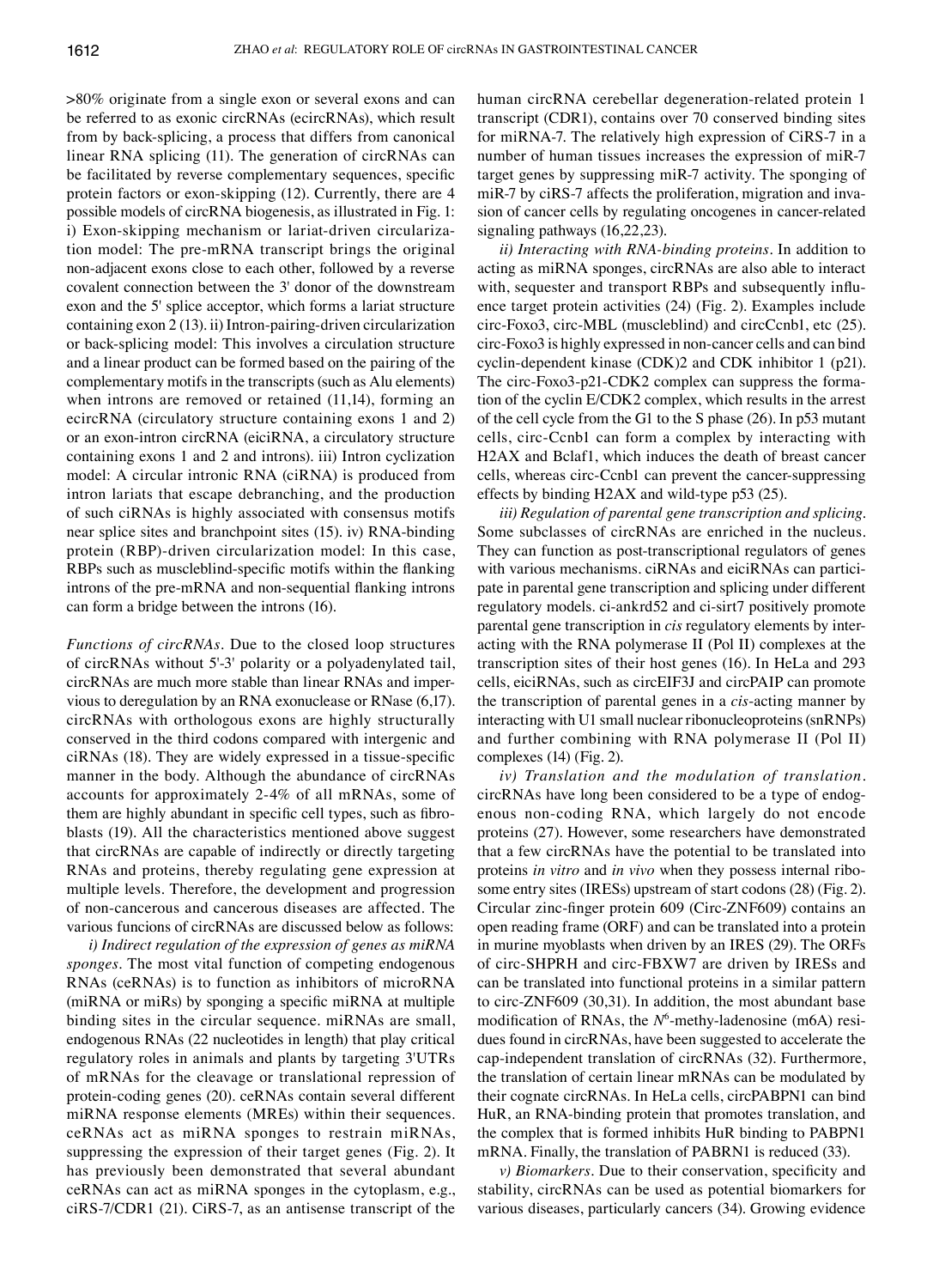>80% originate from a single exon or several exons and can be referred to as exonic circRNAs (ecircRNAs), which result from by back-splicing, a process that differs from canonical linear RNA splicing (11). The generation of circRNAs can be facilitated by reverse complementary sequences, specific protein factors or exon-skipping (12). Currently, there are 4 possible models of circRNA biogenesis, as illustrated in Fig. 1: i) Exon-skipping mechanism or lariat-driven circularization model: The pre-mRNA transcript brings the original non-adjacent exons close to each other, followed by a reverse covalent connection between the 3' donor of the downstream exon and the 5' splice acceptor, which forms a lariat structure containing exon 2 (13). ii) Intron-pairing-driven circularization or back-splicing model: This involves a circulation structure and a linear product can be formed based on the pairing of the complementary motifs in the transcripts (such as Alu elements) when introns are removed or retained (11,14), forming an ecircRNA (circulatory structure containing exons 1 and 2) or an exon-intron circRNA (eiciRNA, a circulatory structure containing exons 1 and 2 and introns). iii) Intron cyclization model: A circular intronic RNA (ciRNA) is produced from intron lariats that escape debranching, and the production of such ciRNAs is highly associated with consensus motifs near splice sites and branchpoint sites (15). iv) RNA-binding protein (RBP)-driven circularization model: In this case, RBPs such as muscleblind-specific motifs within the flanking introns of the pre-mRNA and non-sequential flanking introns can form a bridge between the introns (16).

*Functions of circRNAs*. Due to the closed loop structures of circRNAs without 5'-3' polarity or a polyadenylated tail, circRNAs are much more stable than linear RNAs and impervious to deregulation by an RNA exonuclease or RNase (6,17). circRNAs with orthologous exons are highly structurally conserved in the third codons compared with intergenic and ciRNAs (18). They are widely expressed in a tissue-specific manner in the body. Although the abundance of circRNAs accounts for approximately 2-4% of all mRNAs, some of them are highly abundant in specific cell types, such as fibroblasts (19). All the characteristics mentioned above suggest that circRNAs are capable of indirectly or directly targeting RNAs and proteins, thereby regulating gene expression at multiple levels. Therefore, the development and progression of non-cancerous and cancerous diseases are affected. The various funcions of circRNAs are discussed below as follows:

*i) Indirect regulation of the expression of genes as miRNA sponges*. The most vital function of competing endogenous RNAs (ceRNAs) is to function as inhibitors of microRNA (miRNA or miRs) by sponging a specific miRNA at multiple binding sites in the circular sequence. miRNAs are small, endogenous RNAs (22 nucleotides in length) that play critical regulatory roles in animals and plants by targeting 3'UTRs of mRNAs for the cleavage or translational repression of protein-coding genes (20). ceRNAs contain several different miRNA response elements (MREs) within their sequences. ceRNAs act as miRNA sponges to restrain miRNAs, suppressing the expression of their target genes (Fig. 2). It has previously been demonstrated that several abundant ceRNAs can act as miRNA sponges in the cytoplasm, e.g., ciRS-7/CDR1 (21). CiRS-7, as an antisense transcript of the human circRNA cerebellar degeneration-related protein 1 transcript (CDR1), contains over 70 conserved binding sites for miRNA-7. The relatively high expression of CiRS-7 in a number of human tissues increases the expression of miR-7 target genes by suppressing miR-7 activity. The sponging of miR-7 by ciRS-7 affects the proliferation, migration and invasion of cancer cells by regulating oncogenes in cancer-related signaling pathways (16,22,23).

*ii) Interacting with RNA-binding proteins*. In addition to acting as miRNA sponges, circRNAs are also able to interact with, sequester and transport RBPs and subsequently influence target protein activities (24) (Fig. 2). Examples include circ-Foxo3, circ-MBL (muscleblind) and circCcnb1, etc (25). circ-Foxo3 is highly expressed in non-cancer cells and can bind cyclin-dependent kinase (CDK)2 and CDK inhibitor 1 (p21). The circ-Foxo3-p21-CDK2 complex can suppress the formation of the cyclin E/CDK2 complex, which results in the arrest of the cell cycle from the G1 to the S phase (26). In p53 mutant cells, circ-Ccnb1 can form a complex by interacting with H2AX and Bclaf1, which induces the death of breast cancer cells, whereas circ-Ccnb1 can prevent the cancer-suppressing effects by binding H2AX and wild-type p53 (25).

*iii) Regulation of parental gene transcription and splicing*. Some subclasses of circRNAs are enriched in the nucleus. They can function as post-transcriptional regulators of genes with various mechanisms. ciRNAs and eiciRNAs can participate in parental gene transcription and splicing under different regulatory models. ci-ankrd52 and ci-sirt7 positively promote parental gene transcription in *cis* regulatory elements by interacting with the RNA polymerase II (Pol II) complexes at the transcription sites of their host genes (16). In HeLa and 293 cells, eiciRNAs, such as circEIF3J and circPAIP can promote the transcription of parental genes in a *cis*-acting manner by interacting with U1 small nuclear ribonucleoproteins (snRNPs) and further combining with RNA polymerase II (Pol II) complexes (14) (Fig. 2).

*iv) Translation and the modulation of translation*. circRNAs have long been considered to be a type of endogenous non-coding RNA, which largely do not encode proteins (27). However, some researchers have demonstrated that a few circRNAs have the potential to be translated into proteins *in vitro* and *in vivo* when they possess internal ribosome entry sites (IRESs) upstream of start codons (28) (Fig. 2). Circular zinc-finger protein 609 (Circ-ZNF609) contains an open reading frame (ORF) and can be translated into a protein in murine myoblasts when driven by an IRES (29). The ORFs of circ-SHPRH and circ-FBXW7 are driven by IRESs and can be translated into functional proteins in a similar pattern to circ-ZNF609 (30,31). In addition, the most abundant base modification of RNAs, the $N^6$-methy-ladenosine (m6A) residues found in circRNAs, have been suggested to accelerate the cap-independent translation of circRNAs (32). Furthermore, the translation of certain linear mRNAs can be modulated by their cognate circRNAs. In HeLa cells, circPABPN1 can bind HuR, an RNA-binding protein that promotes translation, and the complex that is formed inhibits HuR binding to PABPN1 mRNA. Finally, the translation of PABRN1 is reduced (33).

*v) Biomarkers*. Due to their conservation, specificity and stability, circRNAs can be used as potential biomarkers for various diseases, particularly cancers (34). Growing evidence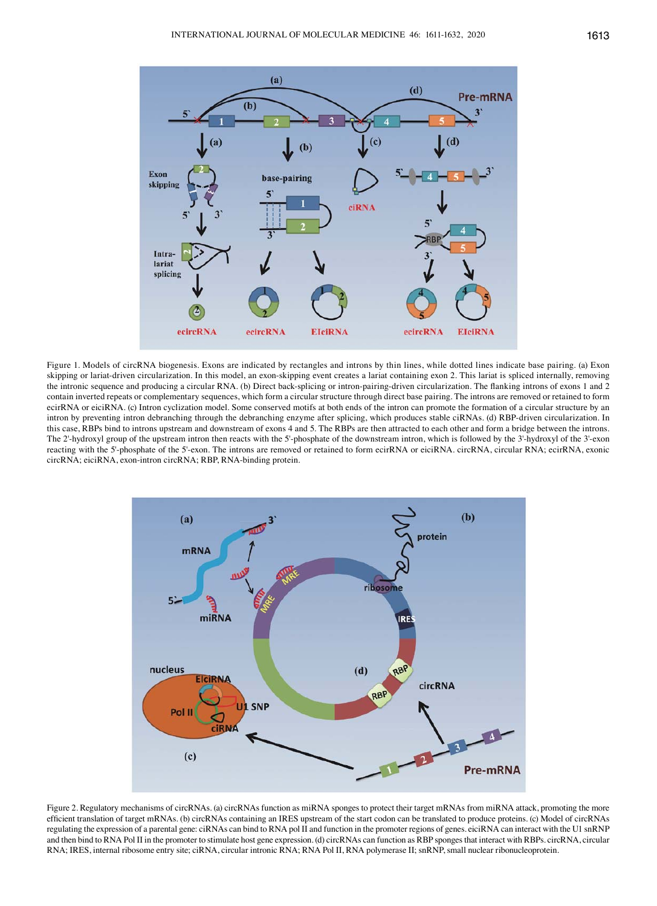Figure 1. Models of circRNA biogenesis. Exons are indicated by rectangles and introns by thin lines, while dotted lines indicate base pairing. (a) Exon skipping or lariat-driven circularization. In this model, an exon-skipping event creates a lariat containing exon 2. This lariat is spliced internally, removing the intronic sequence and producing a circular RNA. (b) Direct back-splicing or intron-pairing-driven circularization. The flanking introns of exons 1 and 2 contain inverted repeats or complementary sequences, which form a circular structure through direct base pairing. The introns are removed or retained to form ecirRNA or eiciRNA. (c) Intron cyclization model. Some conserved motifs at both ends of the intron can promote the formation of a circular structure by an intron by preventing intron debranching through the debranching enzyme after splicing, which produces stable ciRNAs. (d) RBP-driven circularization. In this case, RBPs bind to introns upstream and downstream of exons 4 and 5. The RBPs are then attracted to each other and form a bridge between the introns. The 2'-hydroxyl group of the upstream intron then reacts with the 5'-phosphate of the downstream intron, which is followed by the 3'-hydroxyl of the 3'-exon reacting with the 5'-phosphate of the 5'-exon. The introns are removed or retained to form ecirRNA or eiciRNA. circRNA, circular RNA; ecirRNA, exonic circRNA; eiciRNA, exon-intron circRNA; RBP, RNA-binding protein.

Figure 2. Regulatory mechanisms of circRNAs. (a) circRNAs function as miRNA sponges to protect their target mRNAs from miRNA attack, promoting the more efficient translation of target mRNAs. (b) circRNAs containing an IRES upstream of the start codon can be translated to produce proteins. (c) Model of circRNAs regulating the expression of a parental gene: ciRNAs can bind to RNA pol II and function in the promoter regions of genes. eiciRNA can interact with the U1 snRNP and then bind to RNA Pol II in the promoter to stimulate host gene expression. (d) circRNAs can function as RBP sponges that interact with RBPs. circRNA, circular RNA; IRES, internal ribosome entry site; ciRNA, circular intronic RNA; RNA Pol II, RNA polymerase II; snRNP, small nuclear ribonucleoprotein.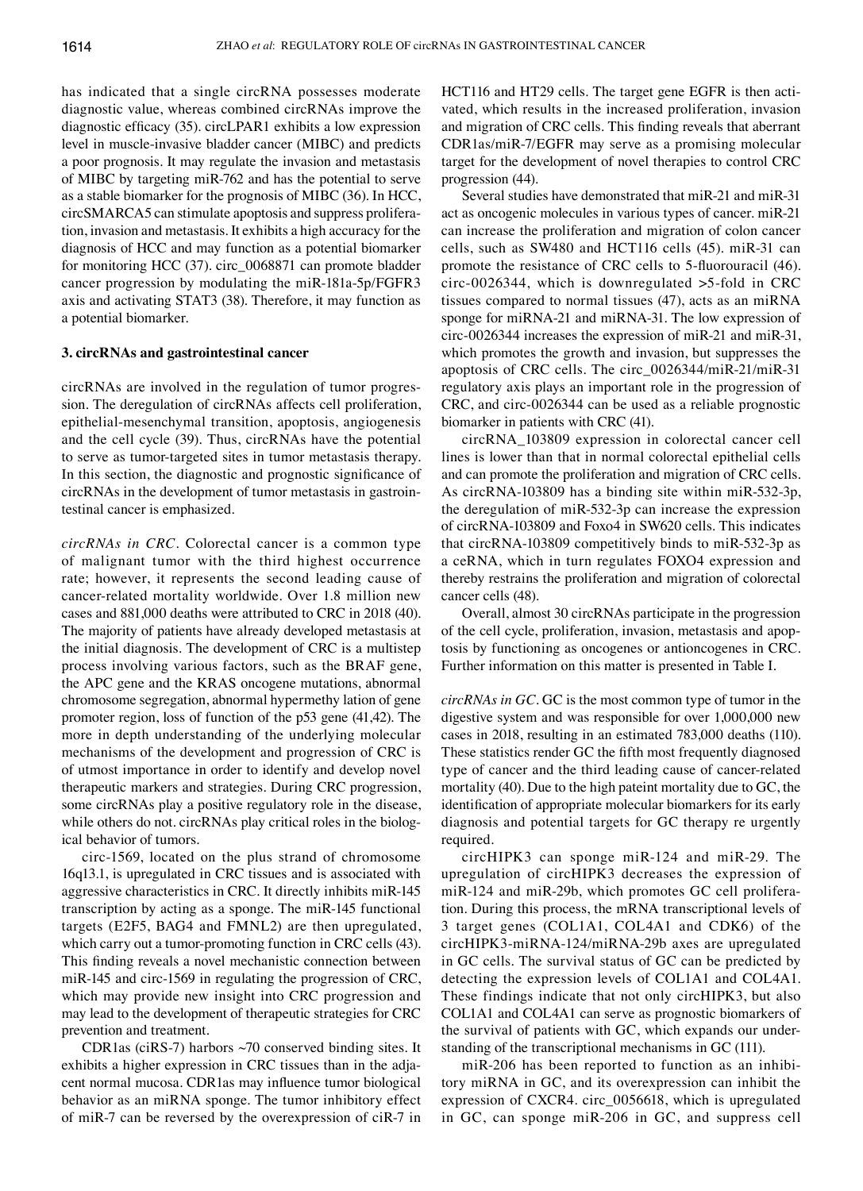has indicated that a single circRNA possesses moderate diagnostic value, whereas combined circRNAs improve the diagnostic efficacy (35). circLPAR1 exhibits a low expression level in muscle-invasive bladder cancer (MIBC) and predicts a poor prognosis. It may regulate the invasion and metastasis of MIBC by targeting miR-762 and has the potential to serve as a stable biomarker for the prognosis of MIBC (36). In HCC, circSMARCA5 can stimulate apoptosis and suppress proliferation, invasion and metastasis. It exhibits a high accuracy for the diagnosis of HCC and may function as a potential biomarker for monitoring HCC (37). circ_0068871 can promote bladder cancer progression by modulating the miR-181a-5p/FGFR3 axis and activating STAT3 (38). Therefore, it may function as a potential biomarker.

## 3. circRNAs and gastrointestinal cancer

circRNAs are involved in the regulation of tumor progression. The deregulation of circRNAs affects cell proliferation, epithelial-mesenchymal transition, apoptosis, angiogenesis and the cell cycle (39). Thus, circRNAs have the potential to serve as tumor-targeted sites in tumor metastasis therapy. In this section, the diagnostic and prognostic significance of circRNAs in the development of tumor metastasis in gastrointestinal cancer is emphasized.

*circRNAs in CRC.* Colorectal cancer is a common type of malignant tumor with the third highest occurrence rate; however, it represents the second leading cause of cancer-related mortality worldwide. Over 1.8 million new cases and 881,000 deaths were attributed to CRC in 2018 (40). The majority of patients have already developed metastasis at the initial diagnosis. The development of CRC is a multistep process involving various factors, such as the BRAF gene, the APC gene and the KRAS oncogene mutations, abnormal chromosome segregation, abnormal hypermethy lation of gene promoter region, loss of function of the p53 gene (41,42). The more in depth understanding of the underlying molecular mechanisms of the development and progression of CRC is of utmost importance in order to identify and develop novel therapeutic markers and strategies. During CRC progression, some circRNAs play a positive regulatory role in the disease, while others do not. circRNAs play critical roles in the biological behavior of tumors.

circ-1569, located on the plus strand of chromosome 16q13.1, is upregulated in CRC tissues and is associated with aggressive characteristics in CRC. It directly inhibits miR-145 transcription by acting as a sponge. The miR-145 functional targets (E2F5, BAG4 and FMNL2) are then upregulated, which carry out a tumor-promoting function in CRC cells (43). This finding reveals a novel mechanistic connection between miR-145 and circ-1569 in regulating the progression of CRC, which may provide new insight into CRC progression and may lead to the development of therapeutic strategies for CRC prevention and treatment.

CDR1as (ciRS-7) harbors ~70 conserved binding sites. It exhibits a higher expression in CRC tissues than in the adjacent normal mucosa. CDR1as may influence tumor biological behavior as an miRNA sponge. The tumor inhibitory effect of miR-7 can be reversed by the overexpression of ciR-7 in HCT116 and HT29 cells. The target gene EGFR is then activated, which results in the increased proliferation, invasion and migration of CRC cells. This finding reveals that aberrant CDR1as/miR-7/EGFR may serve as a promising molecular target for the development of novel therapies to control CRC progression (44).

Several studies have demonstrated that miR-21 and miR-31 act as oncogenic molecules in various types of cancer. miR-21 can increase the proliferation and migration of colon cancer cells, such as SW480 and HCT116 cells (45). miR-31 can promote the resistance of CRC cells to 5-fluorouracil (46). circ-0026344, which is downregulated >5-fold in CRC tissues compared to normal tissues (47), acts as an miRNA sponge for miRNA-21 and miRNA-31. The low expression of circ-0026344 increases the expression of miR-21 and miR-31, which promotes the growth and invasion, but suppresses the apoptosis of CRC cells. The circ_0026344/miR-21/miR-31 regulatory axis plays an important role in the progression of CRC, and circ-0026344 can be used as a reliable prognostic biomarker in patients with CRC (41).

circRNA_103809 expression in colorectal cancer cell lines is lower than that in normal colorectal epithelial cells and can promote the proliferation and migration of CRC cells. As circRNA-103809 has a binding site within miR-532-3p, the deregulation of miR-532-3p can increase the expression of circRNA-103809 and Foxo4 in SW620 cells. This indicates that circRNA-103809 competitively binds to miR-532-3p as a ceRNA, which in turn regulates FOXO4 expression and thereby restrains the proliferation and migration of colorectal cancer cells (48).

Overall, almost 30 circRNAs participate in the progression of the cell cycle, proliferation, invasion, metastasis and apoptosis by functioning as oncogenes or antioncogenes in CRC. Further information on this matter is presented in Table I.

*circRNAs in GC.* GC is the most common type of tumor in the digestive system and was responsible for over 1,000,000 new cases in 2018, resulting in an estimated 783,000 deaths (110). These statistics render GC the fifth most frequently diagnosed type of cancer and the third leading cause of cancer-related mortality (40). Due to the high pateint mortality due to GC, the identification of appropriate molecular biomarkers for its early diagnosis and potential targets for GC therapy re urgently required.

circHIPK3 can sponge miR-124 and miR-29. The upregulation of circHIPK3 decreases the expression of miR-124 and miR-29b, which promotes GC cell proliferation. During this process, the mRNA transcriptional levels of 3 target genes (COL1A1, COL4A1 and CDK6) of the circHIPK3-miRNA-124/miRNA-29b axes are upregulated in GC cells. The survival status of GC can be predicted by detecting the expression levels of COL1A1 and COL4A1. These findings indicate that not only circHIPK3, but also COL1A1 and COL4A1 can serve as prognostic biomarkers of the survival of patients with GC, which expands our understanding of the transcriptional mechanisms in GC (111).

miR-206 has been reported to function as an inhibitory miRNA in GC, and its overexpression can inhibit the expression of CXCR4. circ_0056618, which is upregulated in GC, can sponge miR-206 in GC, and suppress cell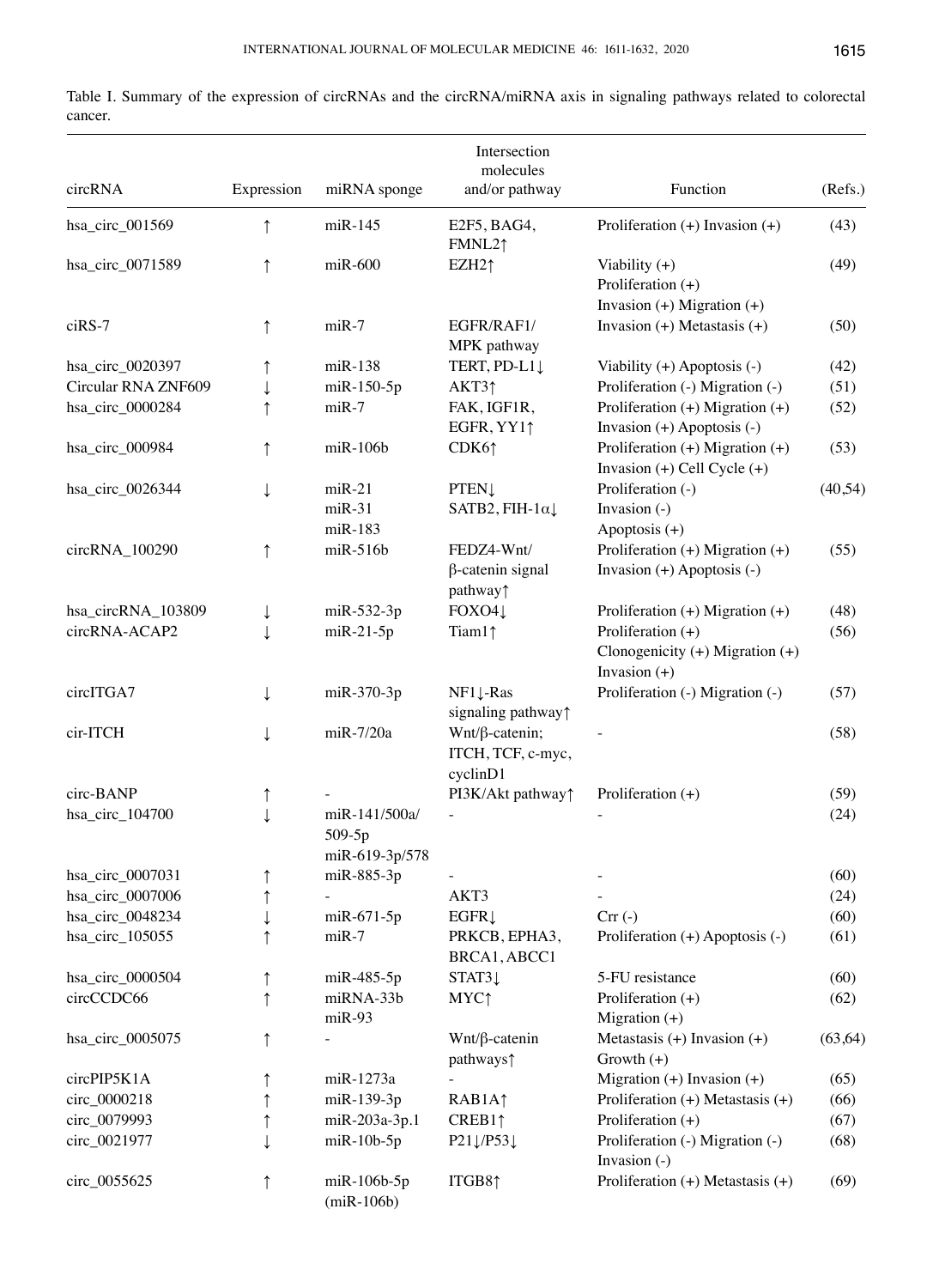Table I. Summary of the expression of circRNAs and the circRNA/miRNA axis in signaling pathways related to colorectal cancer.

| circRNA | Expression | miRNA sponge | Intersection molecules and/or pathway | Function | (Refs.) |
|---|---|---|---|---|---|
| hsa_circ_001569 | ↑ | miR-145 | E2F5, BAG4, FMNL2↑ | Proliferation (+) Invasion (+) | (43) |
| hsa_circ_0071589 | ↑ | miR-600 | EZH2↑ | Viability (+) Proliferation (+) Invasion (+) Migration (+) | (49) |
| ciRS-7 | ↑ | miR-7 | EGFR/RAF1/ MPK pathway | Invasion (+) Metastasis (+) | (50) |
| hsa_circ_0020397 | ↑ | miR-138 | TERT, PD-L1↓ | Viability (+) Apoptosis (-) | (42) |
| Circular RNA ZNF609 | ↓ | miR-150-5p | AKT3↑ | Proliferation (-) Migration (-) | (51) |
| hsa_circ_0000284 | ↑ | miR-7 | FAK, IGF1R, EGFR, YY1↑ | Proliferation (+) Migration (+) Invasion (+) Apoptosis (-) | (52) |
| hsa_circ_000984 | ↑ | miR-106b | CDK6↑ | Proliferation (+) Migration (+) Invasion (+) Cell Cycle (+) | (53) |
| hsa_circ_0026344 | ↓ | miR-21 miR-31 miR-183 | PTEN↓ SATB2, FIH-1α↓ | Proliferation (-) Invasion (-) Apoptosis (+) | (40,54) |
| circRNA_100290 | ↑ | miR-516b | FEDZ4-Wnt/ β-catenin signal pathway↑ | Proliferation (+) Migration (+) Invasion (+) Apoptosis (-) | (55) |
| hsa_circRNA_103809 | ↓ | miR-532-3p | FOXO4↓ | Proliferation (+) Migration (+) | (48) |
| circRNA-ACAP2 | ↓ | miR-21-5p | Tiam1↑ | Proliferation (+) Clonogenicity (+) Migration (+) Invasion (+) | (56) |
| circITGA7 | ↓ | miR-370-3p | NF1↓-Ras signaling pathway↑ | Proliferation (-) Migration (-) | (57) |
| cir-ITCH | ↓ | miR-7/20a | Wnt/β-catenin; ITCH, TCF, c-myc, cyclinD1 | - | (58) |
| circ-BANP | ↑ | - | PI3K/Akt pathway↑ | Proliferation (+) | (59) |
| hsa_circ_104700 | ↓ | miR-141/500a/ 509-5p miR-619-3p/578 | - | - | (24) |
| hsa_circ_0007031 | ↑ | miR-885-3p | - | - | (60) |
| hsa_circ_0007006 | ↑ | - | AKT3 | - | (24) |
| hsa_circ_0048234 | ↓ | miR-671-5p | EGFR↓ | Crr (-) | (60) |
| hsa_circ_105055 | ↑ | miR-7 | PRKCB, EPHA3, BRCA1, ABCC1 | Proliferation (+) Apoptosis (-) | (61) |
| hsa_circ_0000504 | ↑ | miR-485-5p | STAT3↓ | 5-FU resistance | (60) |
| circCCDC66 | ↑ | miRNA-33b miR-93 | MYC↑ | Proliferation (+) Migration (+) | (62) |
| hsa_circ_0005075 | ↑ | - | Wnt/β-catenin pathways↑ | Metastasis (+) Invasion (+) Growth (+) | (63,64) |
| circPIP5K1A | ↑ | miR-1273a | - | Migration (+) Invasion (+) | (65) |
| circ_0000218 | ↑ | miR-139-3p | RAB1A↑ | Proliferation (+) Metastasis (+) | (66) |
| circ_0079993 | ↑ | miR-203a-3p.1 | CREB1↑ | Proliferation (+) | (67) |
| circ_0021977 | ↓ | miR-10b-5p | P21↓/P53↓ | Proliferation (-) Migration (-) Invasion (-) | (68) |
| circ_0055625 | ↑ | miR-106b-5p (miR-106b) | ITGB8↑ | Proliferation (+) Metastasis (+) | (69) |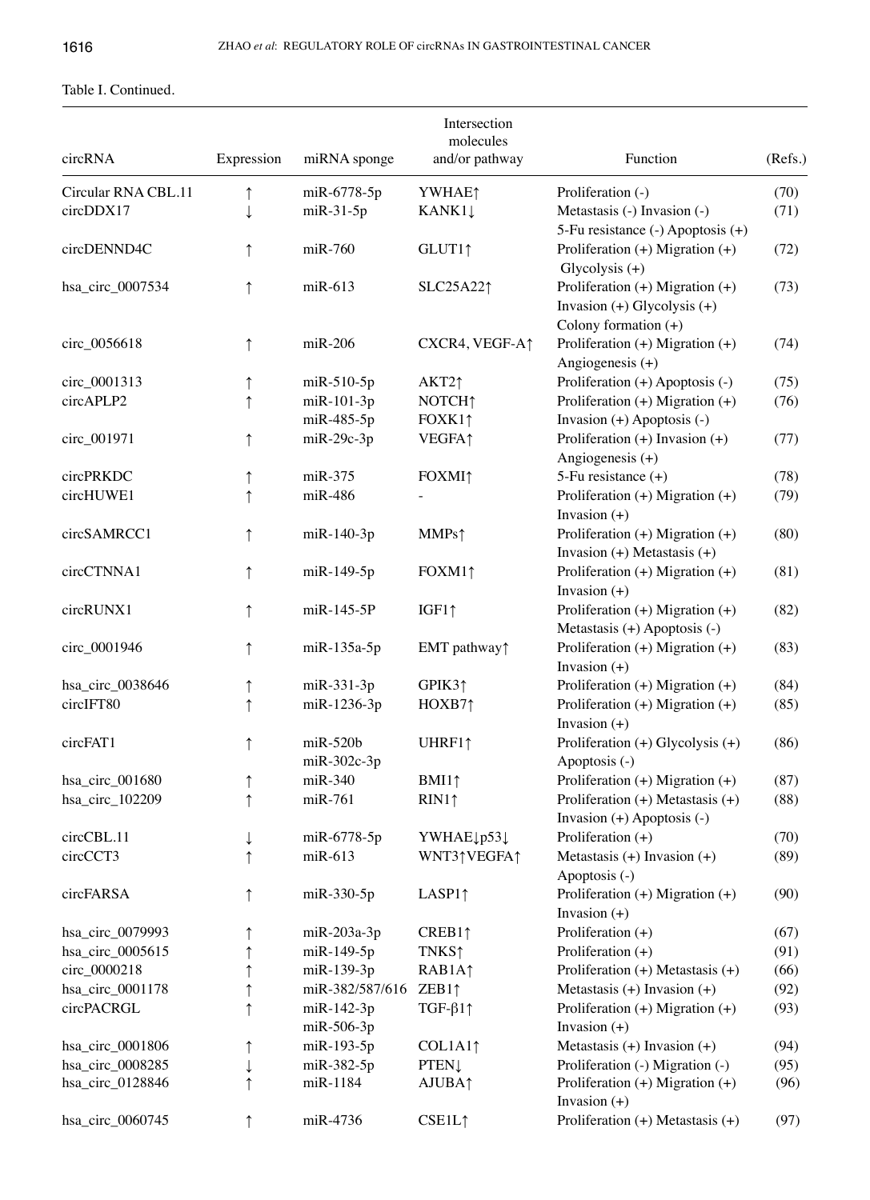Table I. Continued.

| circRNA | Expression | miRNA sponge | Intersection molecules and/or pathway | Function | (Refs.) |
|---|---|---|---|---|---|
| Circular RNA CBL.11 | ↑ | miR-6778-5p | YWHAE↑ | Proliferation (-) | (70) |
| circDDX17 | ↓ | miR-31-5p | KANK1↓ | Metastasis (-) Invasion (-) 5-Fu resistance (-) Apoptosis (+) | (71) |
| circDENND4C | ↑ | miR-760 | GLUT1↑ | Proliferation (+) Migration (+) Glycolysis (+) | (72) |
| hsa_circ_0007534 | ↑ | miR-613 | SLC25A22↑ | Proliferation (+) Migration (+) Invasion (+) Glycolysis (+) Colony formation (+) | (73) |
| circ_0056618 | ↑ | miR-206 | CXCR4, VEGF-A↑ | Proliferation (+) Migration (+) Angiogenesis (+) | (74) |
| circ_0001313 | ↑ | miR-510-5p | AKT2↑ | Proliferation (+) Apoptosis (-) | (75) |
| circAPLP2 | ↑ | miR-101-3p miR-485-5p | NOTCH↑ FOXK1↑ | Proliferation (+) Migration (+) Invasion (+) Apoptosis (-) | (76) |
| circ_001971 | ↑ | miR-29c-3p | VEGFA↑ | Proliferation (+) Invasion (+) Angiogenesis (+) | (77) |
| circPRKDC | ↑ | miR-375 | FOXMI↑ | 5-Fu resistance (+) | (78) |
| circHUWE1 | ↑ | miR-486 | - | Proliferation (+) Migration (+) Invasion (+) | (79) |
| circSAMRCC1 | ↑ | miR-140-3p | MMPs↑ | Proliferation (+) Migration (+) Invasion (+) Metastasis (+) | (80) |
| circCTNNA1 | ↑ | miR-149-5p | FOXM1↑ | Proliferation (+) Migration (+) Invasion (+) | (81) |
| circRUNX1 | ↑ | miR-145-5P | IGF1↑ | Proliferation (+) Migration (+) Metastasis (+) Apoptosis (-) | (82) |
| circ_0001946 | ↑ | miR-135a-5p | EMT pathway↑ | Proliferation (+) Migration (+) Invasion (+) | (83) |
| hsa_circ_0038646 | ↑ | miR-331-3p | GPIK3↑ | Proliferation (+) Migration (+) | (84) |
| circIFT80 | ↑ | miR-1236-3p | HOXB7↑ | Proliferation (+) Migration (+) Invasion (+) | (85) |
| circFAT1 | ↑ | miR-520b miR-302c-3p | UHRF1↑ | Proliferation (+) Glycolysis (+) Apoptosis (-) | (86) |
| hsa_circ_001680 | ↑ | miR-340 | BMI1↑ | Proliferation (+) Migration (+) | (87) |
| hsa_circ_102209 | ↑ | miR-761 | RIN1↑ | Proliferation (+) Metastasis (+) Invasion (+) Apoptosis (-) | (88) |
| circCBL.11 | ↓ | miR-6778-5p | YWHAE↓p53↓ | Proliferation (+) | (70) |
| circCCT3 | ↑ | miR-613 | WNT3↑VEGFA↑ | Metastasis (+) Invasion (+) Apoptosis (-) | (89) |
| circFARSA | ↑ | miR-330-5p | LASP1↑ | Proliferation (+) Migration (+) Invasion (+) | (90) |
| hsa_circ_0079993 | ↑ | miR-203a-3p | CREB1↑ | Proliferation (+) | (67) |
| hsa_circ_0005615 | ↑ | miR-149-5p | TNKS↑ | Proliferation (+) | (91) |
| circ_0000218 | ↑ | miR-139-3p | RAB1A↑ | Proliferation (+) Metastasis (+) | (66) |
| hsa_circ_0001178 | ↑ | miR-382/587/616 | ZEB1↑ | Metastasis (+) Invasion (+) | (92) |
| circPACRGL | ↑ | miR-142-3p miR-506-3p | TGF-β1↑ | Proliferation (+) Migration (+) Invasion (+) | (93) |
| hsa_circ_0001806 | ↑ | miR-193-5p | COL1A1↑ | Metastasis (+) Invasion (+) | (94) |
| hsa_circ_0008285 | ↓ | miR-382-5p | PTEN↓ | Proliferation (-) Migration (-) | (95) |
| hsa_circ_0128846 | ↑ | miR-1184 | AJUBA↑ | Proliferation (+) Migration (+) Invasion (+) | (96) |
| hsa_circ_0060745 | ↑ | miR-4736 | CSE1L↑ | Proliferation (+) Metastasis (+) | (97) |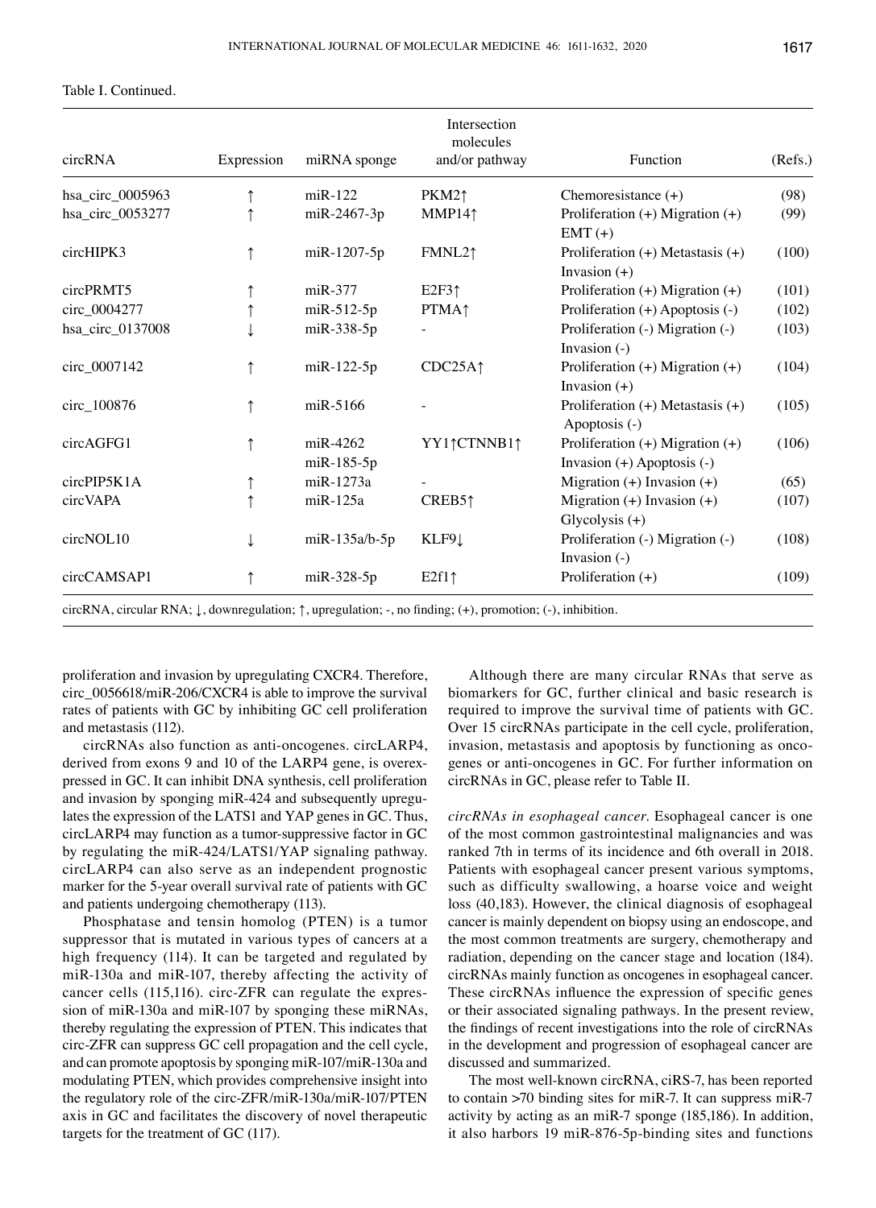Table I. Continued.

| circRNA | Expression | miRNA sponge | Intersection molecules and/or pathway | Function | (Refs.) |
|---|---|---|---|---|---|
| hsa_circ_0005963 | ↑ | miR-122 | PKM2↑ | Chemoresistance (+) | (98) |
| hsa_circ_0053277 | ↑ | miR-2467-3p | MMP14↑ | Proliferation (+) Migration (+) EMT (+) | (99) |
| circHIPK3 | ↑ | miR-1207-5p | FMNL2↑ | Proliferation (+) Metastasis (+) Invasion (+) | (100) |
| circPRMT5 | ↑ | miR-377 | E2F3↑ | Proliferation (+) Migration (+) | (101) |
| circ_0004277 | ↑ | miR-512-5p | PTMA↑ | Proliferation (+) Apoptosis (-) | (102) |
| hsa_circ_0137008 | ↓ | miR-338-5p | - | Proliferation (-) Migration (-) Invasion (-) | (103) |
| circ_0007142 | ↑ | miR-122-5p | CDC25A↑ | Proliferation (+) Migration (+) Invasion (+) | (104) |
| circ_100876 | ↑ | miR-5166 | - | Proliferation (+) Metastasis (+) Apoptosis (-) | (105) |
| circAGFG1 | ↑ | miR-4262 miR-185-5p | YY1↑CTNNB1↑ | Proliferation (+) Migration (+) Invasion (+) Apoptosis (-) | (106) |
| circPIP5K1A | ↑ | miR-1273a | - | Migration (+) Invasion (+) | (65) |
| circVAPA | ↑ | miR-125a | CREB5↑ | Migration (+) Invasion (+) Glycolysis (+) | (107) |
| circNOL10 | ↓ | miR-135a/b-5p | KLF9↓ | Proliferation (-) Migration (-) Invasion (-) | (108) |
| circCAMSAP1 | ↑ | miR-328-5p | E2f1↑ | Proliferation (+) | (109) |

circRNA, circular RNA; ↓, downregulation; ↑, upregulation; -, no finding; (+), promotion; (-), inhibition.

proliferation and invasion by upregulating CXCR4. Therefore, circ_0056618/miR-206/CXCR4 is able to improve the survival rates of patients with GC by inhibiting GC cell proliferation and metastasis (112).

circRNAs also function as anti-oncogenes. circLARP4, derived from exons 9 and 10 of the LARP4 gene, is overexpressed in GC. It can inhibit DNA synthesis, cell proliferation and invasion by sponging miR-424 and subsequently upregulates the expression of the LATS1 and YAP genes in GC. Thus, circLARP4 may function as a tumor-suppressive factor in GC by regulating the miR-424/LATS1/YAP signaling pathway. circLARP4 can also serve as an independent prognostic marker for the 5-year overall survival rate of patients with GC and patients undergoing chemotherapy (113).

Phosphatase and tensin homolog (PTEN) is a tumor suppressor that is mutated in various types of cancers at a high frequency (114). It can be targeted and regulated by miR-130a and miR-107, thereby affecting the activity of cancer cells (115,116). circ-ZFR can regulate the expression of miR-130a and miR-107 by sponging these miRNAs, thereby regulating the expression of PTEN. This indicates that circ-ZFR can suppress GC cell propagation and the cell cycle, and can promote apoptosis by sponging miR-107/miR-130a and modulating PTEN, which provides comprehensive insight into the regulatory role of the circ-ZFR/miR-130a/miR-107/PTEN axis in GC and facilitates the discovery of novel therapeutic targets for the treatment of GC (117).

Although there are many circular RNAs that serve as biomarkers for GC, further clinical and basic research is required to improve the survival time of patients with GC. Over 15 circRNAs participate in the cell cycle, proliferation, invasion, metastasis and apoptosis by functioning as oncogenes or anti-oncogenes in GC. For further information on circRNAs in GC, please refer to Table II.

*circRNAs in esophageal cancer.* Esophageal cancer is one of the most common gastrointestinal malignancies and was ranked 7th in terms of its incidence and 6th overall in 2018. Patients with esophageal cancer present various symptoms, such as difficulty swallowing, a hoarse voice and weight loss (40,183). However, the clinical diagnosis of esophageal cancer is mainly dependent on biopsy using an endoscope, and the most common treatments are surgery, chemotherapy and radiation, depending on the cancer stage and location (184). circRNAs mainly function as oncogenes in esophageal cancer. These circRNAs influence the expression of specific genes or their associated signaling pathways. In the present review, the findings of recent investigations into the role of circRNAs in the development and progression of esophageal cancer are discussed and summarized.

The most well-known circRNA, ciRS-7, has been reported to contain >70 binding sites for miR-7. It can suppress miR-7 activity by acting as an miR-7 sponge (185,186). In addition, it also harbors 19 miR-876-5p-binding sites and functions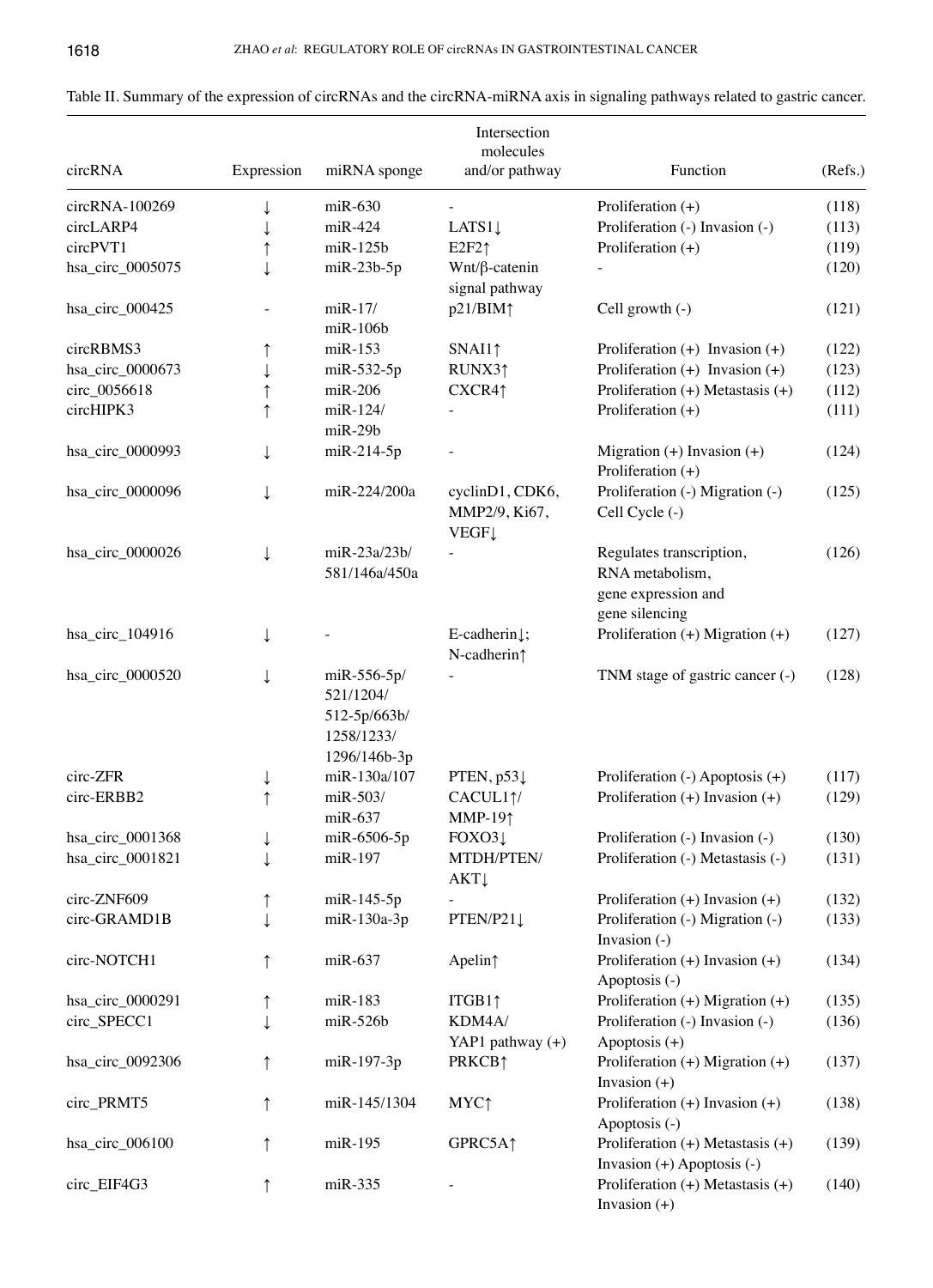Table II. Summary of the expression of circRNAs and the circRNA-miRNA axis in signaling pathways related to gastric cancer.

| circRNA | Expression | miRNA sponge | Intersection molecules and/or pathway | Function | (Refs.) |
|---|---|---|---|---|---|
| circRNA-100269 | ↓ | miR-630 | - | Proliferation (+) | (118) |
| circLARP4 | ↓ | miR-424 | LATS1↓ | Proliferation (-) Invasion (-) | (113) |
| circPVT1 | ↑ | miR-125b | E2F2↑ | Proliferation (+) | (119) |
| hsa_circ_0005075 | ↓ | miR-23b-5p | Wnt/β-catenin signal pathway | - | (120) |
| hsa_circ_000425 | - | miR-17/ miR-106b | p21/BIM↑ | Cell growth (-) | (121) |
| circRBMS3 | ↑ | miR-153 | SNAI1↑ | Proliferation (+) Invasion (+) | (122) |
| hsa_circ_0000673 | ↓ | miR-532-5p | RUNX3↑ | Proliferation (+) Invasion (+) | (123) |
| circ_0056618 | ↑ | miR-206 | CXCR4↑ | Proliferation (+) Metastasis (+) | (112) |
| circHIPK3 | ↑ | miR-124/ miR-29b | - | Proliferation (+) | (111) |
| hsa_circ_0000993 | ↓ | miR-214-5p | - | Migration (+) Invasion (+) Proliferation (+) | (124) |
| hsa_circ_0000096 | ↓ | miR-224/200a | cyclinD1, CDK6, MMP2/9, Ki67, VEGF↓ | Proliferation (-) Migration (-) Cell Cycle (-) | (125) |
| hsa_circ_0000026 | ↓ | miR-23a/23b/ 581/146a/450a | - | Regulates transcription, RNA metabolism, gene expression and gene silencing | (126) |
| hsa_circ_104916 | ↓ | - | E-cadherin↓; N-cadherin↑ | Proliferation (+) Migration (+) | (127) |
| hsa_circ_0000520 | ↓ | miR-556-5p/ 521/1204/ 512-5p/663b/ 1258/1233/ 1296/146b-3p | - | TNM stage of gastric cancer (-) | (128) |
| circ-ZFR | ↓ | miR-130a/107 | PTEN, p53↓ | Proliferation (-) Apoptosis (+) | (117) |
| circ-ERBB2 | ↑ | miR-503/ miR-637 | CACUL1↑/ MMP-19↑ | Proliferation (+) Invasion (+) | (129) |
| hsa_circ_0001368 | ↓ | miR-6506-5p | FOXO3↓ | Proliferation (-) Invasion (-) | (130) |
| hsa_circ_0001821 | ↓ | miR-197 | MTDH/PTEN/ AKT↓ | Proliferation (-) Metastasis (-) | (131) |
| circ-ZNF609 | ↑ | miR-145-5p | - | Proliferation (+) Invasion (+) | (132) |
| circ-GRAMD1B | ↓ | miR-130a-3p | PTEN/P21↓ | Proliferation (-) Migration (-) Invasion (-) | (133) |
| circ-NOTCH1 | ↑ | miR-637 | Apelin↑ | Proliferation (+) Invasion (+) Apoptosis (-) | (134) |
| hsa_circ_0000291 | ↑ | miR-183 | ITGB1↑ | Proliferation (+) Migration (+) | (135) |
| circ_SPECC1 | ↓ | miR-526b | KDM4A/ YAP1 pathway (+) | Proliferation (-) Invasion (-) Apoptosis (+) | (136) |
| hsa_circ_0092306 | ↑ | miR-197-3p | PRKCB↑ | Proliferation (+) Migration (+) Invasion (+) | (137) |
| circ_PRMT5 | ↑ | miR-145/1304 | MYC↑ | Proliferation (+) Invasion (+) Apoptosis (-) | (138) |
| hsa_circ_006100 | ↑ | miR-195 | GPRC5A↑ | Proliferation (+) Metastasis (+) Invasion (+) Apoptosis (-) | (139) |
| circ_EIF4G3 | ↑ | miR-335 | - | Proliferation (+) Metastasis (+) Invasion (+) | (140) |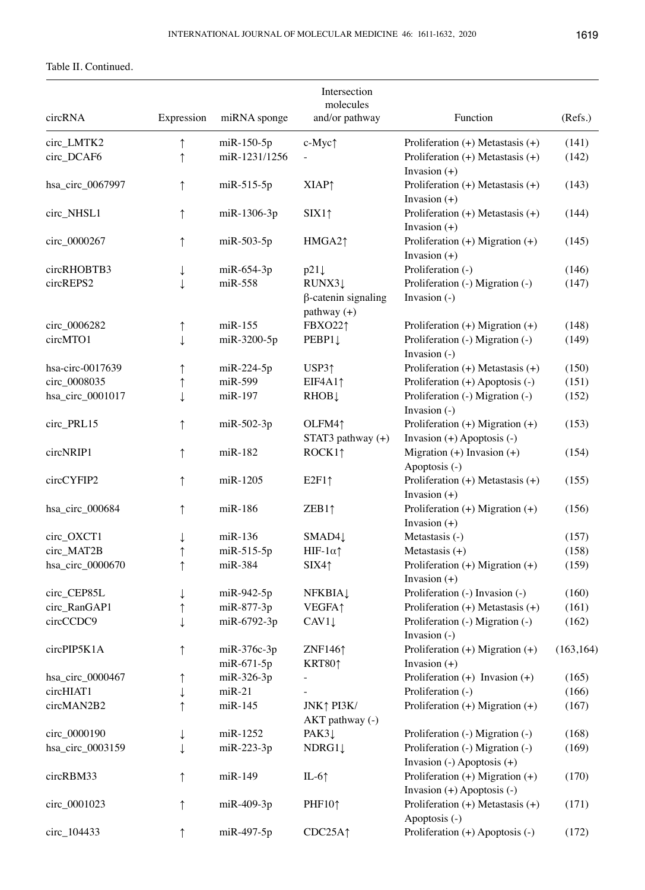Table II. Continued.

| circRNA | Expression | miRNA sponge | Intersection molecules and/or pathway | Function | (Refs.) |
|---|---|---|---|---|---|
| circ_LMTK2 | ↑ | miR-150-5p | c-Myc↑ | Proliferation (+) Metastasis (+) | (141) |
| circ_DCAF6 | ↑ | miR-1231/1256 | - | Proliferation (+) Metastasis (+) Invasion (+) | (142) |
| hsa_circ_0067997 | ↑ | miR-515-5p | XIAP↑ | Proliferation (+) Metastasis (+) Invasion (+) | (143) |
| circ_NHSL1 | ↑ | miR-1306-3p | SIX1↑ | Proliferation (+) Metastasis (+) Invasion (+) | (144) |
| circ_0000267 | ↑ | miR-503-5p | HMGA2↑ | Proliferation (+) Migration (+) Invasion (+) | (145) |
| circRHOBTB3 | ↓ | miR-654-3p | p21↓ | Proliferation (-) | (146) |
| circREPS2 | ↓ | miR-558 | RUNX3↓ β-catenin signaling pathway (+) | Proliferation (-) Migration (-) Invasion (-) | (147) |
| circ_0006282 | ↑ | miR-155 | FBXO22↑ | Proliferation (+) Migration (+) | (148) |
| circMTO1 | ↓ | miR-3200-5p | PEBP1↓ | Proliferation (-) Migration (-) Invasion (-) | (149) |
| hsa-circ-0017639 | ↑ | miR-224-5p | USP3↑ | Proliferation (+) Metastasis (+) | (150) |
| circ_0008035 | ↑ | miR-599 | EIF4A1↑ | Proliferation (+) Apoptosis (-) | (151) |
| hsa_circ_0001017 | ↓ | miR-197 | RHOB↓ | Proliferation (-) Migration (-) Invasion (-) | (152) |
| circ_PRL15 | ↑ | miR-502-3p | OLFM4↑ STAT3 pathway (+) | Proliferation (+) Migration (+) Invasion (+) Apoptosis (-) | (153) |
| circNRIP1 | ↑ | miR-182 | ROCK1↑ | Migration (+) Invasion (+) Apoptosis (-) | (154) |
| circCYFIP2 | ↑ | miR-1205 | E2F1↑ | Proliferation (+) Metastasis (+) Invasion (+) | (155) |
| hsa_circ_000684 | ↑ | miR-186 | ZEB1↑ | Proliferation (+) Migration (+) Invasion (+) | (156) |
| circ_OXCT1 | ↓ | miR-136 | SMAD4↓ | Metastasis (-) | (157) |
| circ_MAT2B | ↑ | miR-515-5p | HIF-1α↑ | Metastasis (+) | (158) |
| hsa_circ_0000670 | ↑ | miR-384 | SIX4↑ | Proliferation (+) Migration (+) Invasion (+) | (159) |
| circ_CEP85L | ↓ | miR-942-5p | NFKBIA↓ | Proliferation (-) Invasion (-) | (160) |
| circ_RanGAP1 | ↑ | miR-877-3p | VEGFA↑ | Proliferation (+) Metastasis (+) | (161) |
| circCCDC9 | ↓ | miR-6792-3p | CAV1↓ | Proliferation (-) Migration (-) Invasion (-) | (162) |
| circPIP5K1A | ↑ | miR-376c-3p miR-671-5p | ZNF146↑ KRT80↑ | Proliferation (+) Migration (+) Invasion (+) | (163,164) |
| hsa_circ_0000467 | ↑ | miR-326-3p | - | Proliferation (+) Invasion (+) | (165) |
| circHIAT1 | ↓ | miR-21 | - | Proliferation (-) | (166) |
| circMAN2B2 | ↑ | miR-145 | JNK↑ PI3K/AKT pathway (-) | Proliferation (+) Migration (+) | (167) |
| circ_0000190 | ↓ | miR-1252 | PAK3↓ | Proliferation (-) Migration (-) | (168) |
| hsa_circ_0003159 | ↓ | miR-223-3p | NDRG1↓ | Proliferation (-) Migration (-) Invasion (-) Apoptosis (+) | (169) |
| circRBM33 | ↑ | miR-149 | IL-6↑ | Proliferation (+) Migration (+) Invasion (+) Apoptosis (-) | (170) |
| circ_0001023 | ↑ | miR-409-3p | PHF10↑ | Proliferation (+) Metastasis (+) Apoptosis (-) | (171) |
| circ_104433 | ↑ | miR-497-5p | CDC25A↑ | Proliferation (+) Apoptosis (-) | (172) |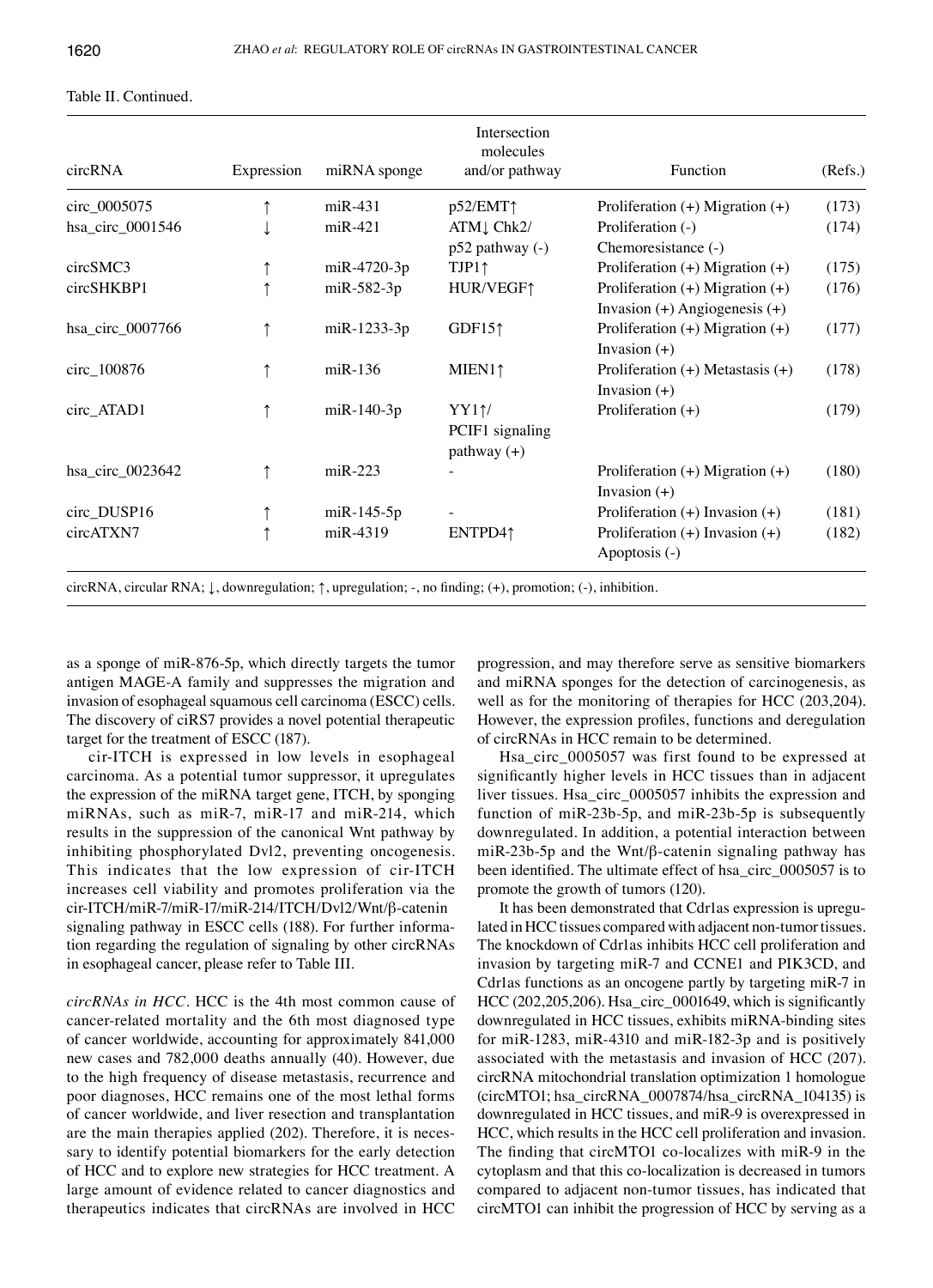Table II. Continued.

| circRNA | Expression | miRNA sponge | Intersection molecules and/or pathway | Function | (Refs.) |
|---|---|---|---|---|---|
| circ_0005075 | ↑ | miR-431 | p52/EMT↑ | Proliferation (+) Migration (+) | (173) |
| hsa_circ_0001546 | ↓ | miR-421 | ATM↓ Chk2/ p52 pathway (-) | Proliferation (-) Chemoresistance (-) | (174) |
| circSMC3 | ↑ | miR-4720-3p | TJP1↑ | Proliferation (+) Migration (+) | (175) |
| circSHKBP1 | ↑ | miR-582-3p | HUR/VEGF↑ | Proliferation (+) Migration (+) Invasion (+) Angiogenesis (+) | (176) |
| hsa_circ_0007766 | ↑ | miR-1233-3p | GDF15↑ | Proliferation (+) Migration (+) Invasion (+) | (177) |
| circ_100876 | ↑ | miR-136 | MIEN1↑ | Proliferation (+) Metastasis (+) Invasion (+) | (178) |
| circ_ATAD1 | ↑ | miR-140-3p | YY1↑/ PCIF1 signaling pathway (+) | Proliferation (+) | (179) |
| hsa_circ_0023642 | ↑ | miR-223 | - | Proliferation (+) Migration (+) Invasion (+) | (180) |
| circ_DUSP16 | ↑ | miR-145-5p | - | Proliferation (+) Invasion (+) | (181) |
| circATXN7 | ↑ | miR-4319 | ENTPD4↑ | Proliferation (+) Invasion (+) Apoptosis (-) | (182) |

circRNA, circular RNA; ↓, downregulation; ↑, upregulation; -, no finding; (+), promotion; (-), inhibition.

as a sponge of miR-876-5p, which directly targets the tumor antigen MAGE-A family and suppresses the migration and invasion of esophageal squamous cell carcinoma (ESCC) cells. The discovery of ciRS7 provides a novel potential therapeutic target for the treatment of ESCC (187).

cir-ITCH is expressed in low levels in esophageal carcinoma. As a potential tumor suppressor, it upregulates the expression of the miRNA target gene, ITCH, by sponging miRNAs, such as miR-7, miR-17 and miR-214, which results in the suppression of the canonical Wnt pathway by inhibiting phosphorylated Dvl2, preventing oncogenesis. This indicates that the low expression of cir-ITCH increases cell viability and promotes proliferation via the cir-ITCH/miR-7/miR-17/miR-214/ITCH/Dvl2/Wnt/β-catenin signaling pathway in ESCC cells (188). For further information regarding the regulation of signaling by other circRNAs in esophageal cancer, please refer to Table III.

*circRNAs in HCC*. HCC is the 4th most common cause of cancer-related mortality and the 6th most diagnosed type of cancer worldwide, accounting for approximately 841,000 new cases and 782,000 deaths annually (40). However, due to the high frequency of disease metastasis, recurrence and poor diagnoses, HCC remains one of the most lethal forms of cancer worldwide, and liver resection and transplantation are the main therapies applied (202). Therefore, it is necessary to identify potential biomarkers for the early detection of HCC and to explore new strategies for HCC treatment. A large amount of evidence related to cancer diagnostics and therapeutics indicates that circRNAs are involved in HCC progression, and may therefore serve as sensitive biomarkers and miRNA sponges for the detection of carcinogenesis, as well as for the monitoring of therapies for HCC (203,204). However, the expression profiles, functions and deregulation of circRNAs in HCC remain to be determined.

Hsa_circ_0005057 was first found to be expressed at significantly higher levels in HCC tissues than in adjacent liver tissues. Hsa_circ_0005057 inhibits the expression and function of miR-23b-5p, and miR-23b-5p is subsequently downregulated. In addition, a potential interaction between miR-23b-5p and the Wnt/β-catenin signaling pathway has been identified. The ultimate effect of hsa_circ_0005057 is to promote the growth of tumors (120).

It has been demonstrated that Cdr1as expression is upregulated in HCC tissues compared with adjacent non-tumor tissues. The knockdown of Cdr1as inhibits HCC cell proliferation and invasion by targeting miR-7 and CCNE1 and PIK3CD, and Cdr1as functions as an oncogene partly by targeting miR-7 in HCC (202,205,206). Hsa_circ_0001649, which is significantly downregulated in HCC tissues, exhibits miRNA-binding sites for miR-1283, miR-4310 and miR-182-3p and is positively associated with the metastasis and invasion of HCC (207). circRNA mitochondrial translation optimization 1 homologue (circMTO1; hsa_circRNA_0007874/hsa_circRNA_104135) is downregulated in HCC tissues, and miR-9 is overexpressed in HCC, which results in the HCC cell proliferation and invasion. The finding that circMTO1 co-localizes with miR-9 in the cytoplasm and that this co-localization is decreased in tumors compared to adjacent non-tumor tissues, has indicated that circMTO1 can inhibit the progression of HCC by serving as a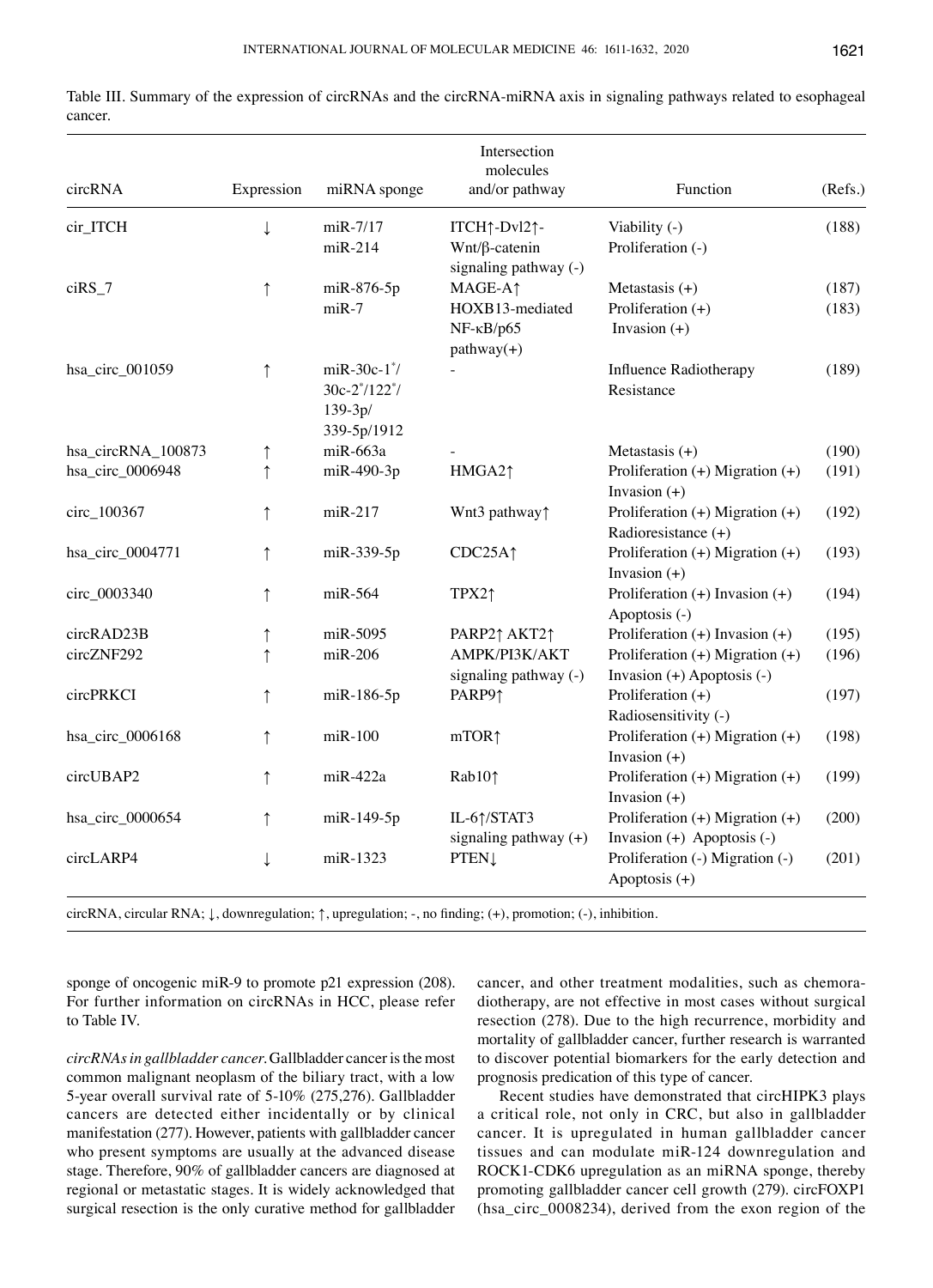Table III. Summary of the expression of circRNAs and the circRNA-miRNA axis in signaling pathways related to esophageal cancer.

| circRNA | Expression | miRNA sponge | Intersection molecules and/or pathway | Function | (Refs.) |
|---|---|---|---|---|---|
| cir_ITCH | ↓ | miR-7/17 miR-214 | ITCH↑-Dvl2↑-Wnt/β-catenin signaling pathway (-) | Viability (-) Proliferation (-) | (188) |
| ciRS_7 | ↑ | miR-876-5p miR-7 | MAGE-A↑ HOXB13-mediated NF-κB/p65 pathway(+) | Metastasis (+) Proliferation (+) Invasion (+) | (187) (183) |
| hsa_circ_001059 | ↑ | miR-30c-1*/30c-2*/122*/139-3p/339-5p/1912 | - | Influence Radiotherapy Resistance | (189) |
| hsa_circRNA_100873 | ↑ | miR-663a | - | Metastasis (+) | (190) |
| hsa_circ_0006948 | ↑ | miR-490-3p | HMGA2↑ | Proliferation (+) Migration (+) Invasion (+) | (191) |
| circ_100367 | ↑ | miR-217 | Wnt3 pathway↑ | Proliferation (+) Migration (+) Radioresistance (+) | (192) |
| hsa_circ_0004771 | ↑ | miR-339-5p | CDC25A↑ | Proliferation (+) Migration (+) Invasion (+) | (193) |
| circ_0003340 | ↑ | miR-564 | TPX2↑ | Proliferation (+) Invasion (+) Apoptosis (-) | (194) |
| circRAD23B | ↑ | miR-5095 | PARP2↑ AKT2↑ | Proliferation (+) Invasion (+) | (195) |
| circZNF292 | ↑ | miR-206 | AMPK/PI3K/AKT signaling pathway (-) | Proliferation (+) Migration (+) Invasion (+) Apoptosis (-) | (196) |
| circPRKCI | ↑ | miR-186-5p | PARP9↑ | Proliferation (+) Radiosensitivity (-) | (197) |
| hsa_circ_0006168 | ↑ | miR-100 | mTOR↑ | Proliferation (+) Migration (+) Invasion (+) | (198) |
| circUBAP2 | ↑ | miR-422a | Rab10↑ | Proliferation (+) Migration (+) Invasion (+) | (199) |
| hsa_circ_0000654 | ↑ | miR-149-5p | IL-6↑/STAT3 signaling pathway (+) | Proliferation (+) Migration (+) Invasion (+) Apoptosis (-) | (200) |
| circLARP4 | ↓ | miR-1323 | PTEN↓ | Proliferation (-) Migration (-) Apoptosis (+) | (201) |

circRNA, circular RNA; ↓, downregulation; ↑, upregulation; -, no finding; (+), promotion; (-), inhibition.

sponge of oncogenic miR-9 to promote p21 expression (208). For further information on circRNAs in HCC, please refer to Table IV.

*circRNAs in gallbladder cancer.* Gallbladder cancer is the most common malignant neoplasm of the biliary tract, with a low 5-year overall survival rate of 5-10% (275,276). Gallbladder cancers are detected either incidentally or by clinical manifestation (277). However, patients with gallbladder cancer who present symptoms are usually at the advanced disease stage. Therefore, 90% of gallbladder cancers are diagnosed at regional or metastatic stages. It is widely acknowledged that surgical resection is the only curative method for gallbladder cancer, and other treatment modalities, such as chemoradiotherapy, are not effective in most cases without surgical resection (278). Due to the high recurrence, morbidity and mortality of gallbladder cancer, further research is warranted to discover potential biomarkers for the early detection and prognosis predication of this type of cancer.

Recent studies have demonstrated that circHIPK3 plays a critical role, not only in CRC, but also in gallbladder cancer. It is upregulated in human gallbladder cancer tissues and can modulate miR-124 downregulation and ROCK1-CDK6 upregulation as an miRNA sponge, thereby promoting gallbladder cancer cell growth (279). circFOXP1 (hsa_circ_0008234), derived from the exon region of the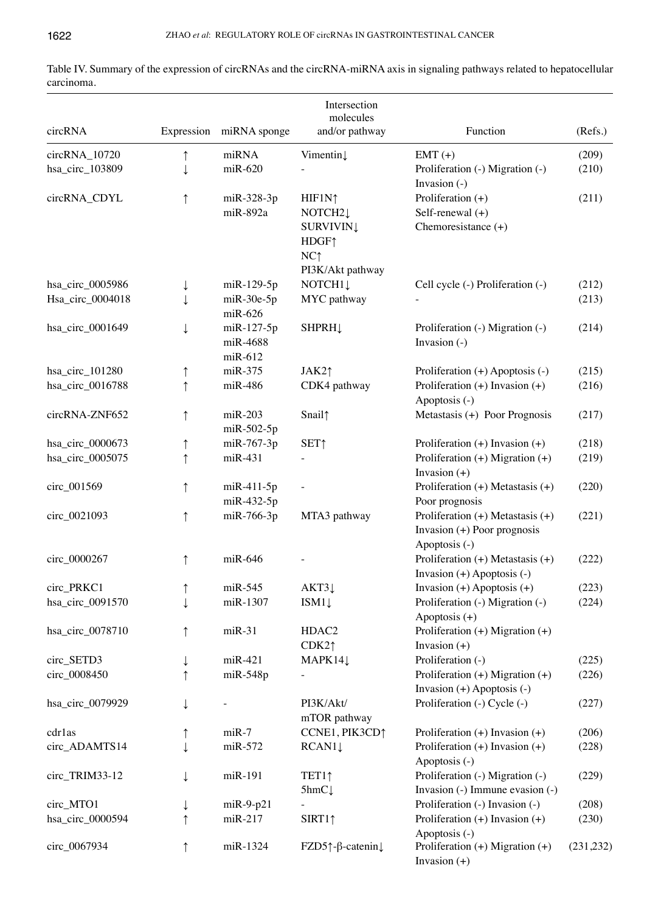Table IV. Summary of the expression of circRNAs and the circRNA-miRNA axis in signaling pathways related to hepatocellular carcinoma.

| circRNA | Expression | miRNA sponge | Intersection molecules and/or pathway | Function | (Refs.) |
|---|---|---|---|---|---|
| circRNA_10720 | ↑ | miRNA | Vimentin↓ | EMT (+) | (209) |
| hsa_circ_103809 | ↓ | miR-620 | - | Proliferation (-) Migration (-) Invasion (-) | (210) |
| circRNA_CDYL | ↑ | miR-328-3p miR-892a | HIF1N↑ NOTCH2↓ SURVIVIN↓ HDGF↑ NC↑ PI3K/Akt pathway | Proliferation (+) Self-renewal (+) Chemoresistance (+) | (211) |
| hsa_circ_0005986 | ↓ | miR-129-5p | NOTCH1↓ | Cell cycle (-) Proliferation (-) | (212) |
| Hsa_circ_0004018 | ↓ | miR-30e-5p miR-626 | MYC pathway | - | (213) |
| hsa_circ_0001649 | ↓ | miR-127-5p miR-4688 miR-612 | SHPRH↓ | Proliferation (-) Migration (-) Invasion (-) | (214) |
| hsa_circ_101280 | ↑ | miR-375 | JAK2↑ | Proliferation (+) Apoptosis (-) | (215) |
| hsa_circ_0016788 | ↑ | miR-486 | CDK4 pathway | Proliferation (+) Invasion (+) Apoptosis (-) | (216) |
| circRNA-ZNF652 | ↑ | miR-203 miR-502-5p | Snail↑ | Metastasis (+) Poor Prognosis | (217) |
| hsa_circ_0000673 | ↑ | miR-767-3p | SET↑ | Proliferation (+) Invasion (+) | (218) |
| hsa_circ_0005075 | ↑ | miR-431 | - | Proliferation (+) Migration (+) Invasion (+) | (219) |
| circ_001569 | ↑ | miR-411-5p miR-432-5p | - | Proliferation (+) Metastasis (+) Poor prognosis | (220) |
| circ_0021093 | ↑ | miR-766-3p | MTA3 pathway | Proliferation (+) Metastasis (+) Invasion (+) Poor prognosis Apoptosis (-) | (221) |
| circ_0000267 | ↑ | miR-646 | - | Proliferation (+) Metastasis (+) Invasion (+) Apoptosis (-) | (222) |
| circ_PRKC1 | ↑ | miR-545 | AKT3↓ | Invasion (+) Apoptosis (+) | (223) |
| hsa_circ_0091570 | ↓ | miR-1307 | ISM1↓ | Proliferation (-) Migration (-) Apoptosis (+) | (224) |
| hsa_circ_0078710 | ↑ | miR-31 | HDAC2 CDK2↑ | Proliferation (+) Migration (+) Invasion (+) | |
| circ_SETD3 | ↓ | miR-421 | MAPK14↓ | Proliferation (-) | (225) |
| circ_0008450 | ↑ | miR-548p | - | Proliferation (+) Migration (+) Invasion (+) Apoptosis (-) | (226) |
| hsa_circ_0079929 | ↓ | - | PI3K/Akt/ mTOR pathway | Proliferation (-) Cycle (-) | (227) |
| cdr1as | ↑ | miR-7 | CCNE1, PIK3CD↑ | Proliferation (+) Invasion (+) | (206) |
| circ_ADAMTS14 | ↓ | miR-572 | RCAN1↓ | Proliferation (+) Invasion (+) Apoptosis (-) | (228) |
| circ_TRIM33-12 | ↓ | miR-191 | TET1↑ 5hmC↓ | Proliferation (-) Migration (-) Invasion (-) Immune evasion (-) | (229) |
| circ_MTO1 | ↓ | miR-9-p21 | - | Proliferation (-) Invasion (-) | (208) |
| hsa_circ_0000594 | ↑ | miR-217 | SIRT1↑ | Proliferation (+) Invasion (+) Apoptosis (-) | (230) |
| circ_0067934 | ↑ | miR-1324 | FZD5↑-β-catenin↓ | Proliferation (+) Migration (+) Invasion (+) | (231,232) |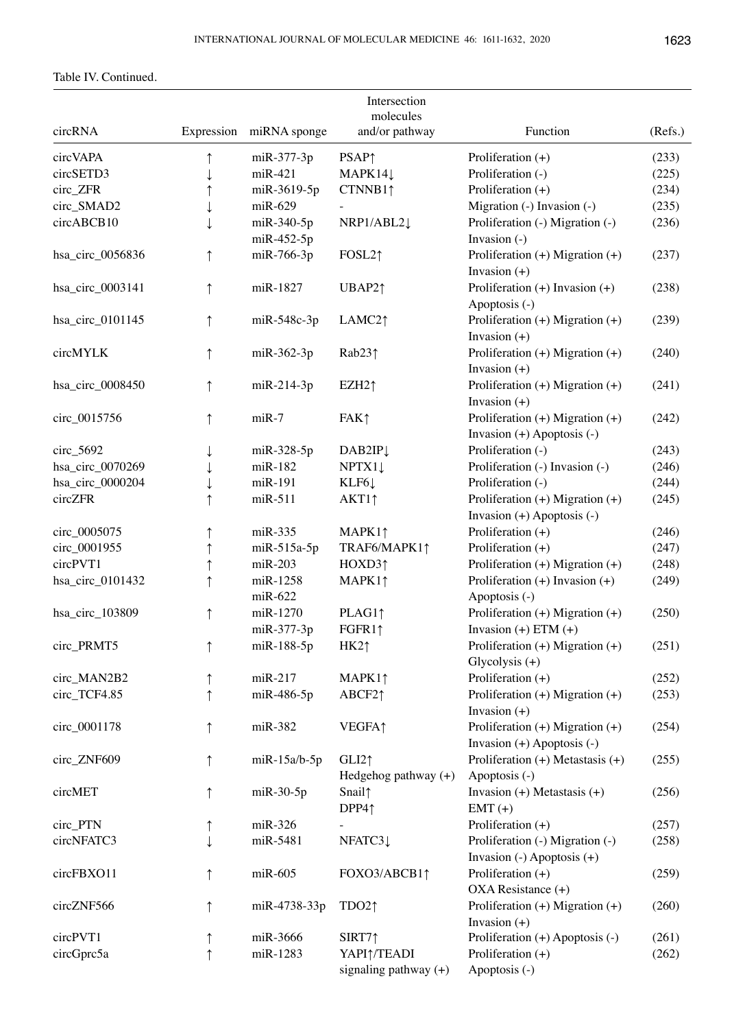Table IV. Continued.

| circRNA | Expression | miRNA sponge | Intersection molecules and/or pathway | Function | (Refs.) |
|---|---|---|---|---|---|
| circVAPA | ↑ | miR-377-3p | PSAP↑ | Proliferation (+) | (233) |
| circSETD3 | ↓ | miR-421 | MAPK14↓ | Proliferation (-) | (225) |
| circ_ZFR | ↑ | miR-3619-5p | CTNNB1↑ | Proliferation (+) | (234) |
| circ_SMAD2 | ↓ | miR-629 | - | Migration (-) Invasion (-) | (235) |
| circABCB10 | ↓ | miR-340-5p miR-452-5p | NRP1/ABL2↓ | Proliferation (-) Migration (-) Invasion (-) | (236) |
| hsa_circ_0056836 | ↑ | miR-766-3p | FOSL2↑ | Proliferation (+) Migration (+) Invasion (+) | (237) |
| hsa_circ_0003141 | ↑ | miR-1827 | UBAP2↑ | Proliferation (+) Invasion (+) Apoptosis (-) | (238) |
| hsa_circ_0101145 | ↑ | miR-548c-3p | LAMC2↑ | Proliferation (+) Migration (+) Invasion (+) | (239) |
| circMYLK | ↑ | miR-362-3p | Rab23↑ | Proliferation (+) Migration (+) Invasion (+) | (240) |
| hsa_circ_0008450 | ↑ | miR-214-3p | EZH2↑ | Proliferation (+) Migration (+) Invasion (+) | (241) |
| circ_0015756 | ↑ | miR-7 | FAK↑ | Proliferation (+) Migration (+) Invasion (+) Apoptosis (-) | (242) |
| circ_5692 | ↓ | miR-328-5p | DAB2IP↓ | Proliferation (-) | (243) |
| hsa_circ_0070269 | ↓ | miR-182 | NPTX1↓ | Proliferation (-) Invasion (-) | (246) |
| hsa_circ_0000204 | ↓ | miR-191 | KLF6↓ | Proliferation (-) | (244) |
| circZFR | ↑ | miR-511 | AKT1↑ | Proliferation (+) Migration (+) Invasion (+) Apoptosis (-) | (245) |
| circ_0005075 | ↑ | miR-335 | MAPK1↑ | Proliferation (+) | (246) |
| circ_0001955 | ↑ | miR-515a-5p | TRAF6/MAPK1↑ | Proliferation (+) | (247) |
| circPVT1 | ↑ | miR-203 | HOXD3↑ | Proliferation (+) Migration (+) | (248) |
| hsa_circ_0101432 | ↑ | miR-1258 miR-622 | MAPK1↑ | Proliferation (+) Invasion (+) Apoptosis (-) | (249) |
| hsa_circ_103809 | ↑ | miR-1270 miR-377-3p | PLAG1↑ FGFR1↑ | Proliferation (+) Migration (+) Invasion (+) ETM (+) | (250) |
| circ_PRMT5 | ↑ | miR-188-5p | HK2↑ | Proliferation (+) Migration (+) Glycolysis (+) | (251) |
| circ_MAN2B2 | ↑ | miR-217 | MAPK1↑ | Proliferation (+) | (252) |
| circ_TCF4.85 | ↑ | miR-486-5p | ABCF2↑ | Proliferation (+) Migration (+) Invasion (+) | (253) |
| circ_0001178 | ↑ | miR-382 | VEGFA↑ | Proliferation (+) Migration (+) Invasion (+) Apoptosis (-) | (254) |
| circ_ZNF609 | ↑ | miR-15a/b-5p | GLI2↑ Hedgehog pathway (+) | Proliferation (+) Metastasis (+) Apoptosis (-) | (255) |
| circMET | ↑ | miR-30-5p | Snail↑ DPP4↑ | Invasion (+) Metastasis (+) EMT (+) | (256) |
| circ_PTN | ↑ | miR-326 | - | Proliferation (+) | (257) |
| circNFATC3 | ↓ | miR-5481 | NFATC3↓ | Proliferation (-) Migration (-) Invasion (-) Apoptosis (+) | (258) |
| circFBXO11 | ↑ | miR-605 | FOXO3/ABCB1↑ | Proliferation (+) OXA Resistance (+) | (259) |
| circZNF566 | ↑ | miR-4738-33p | TDO2↑ | Proliferation (+) Migration (+) Invasion (+) | (260) |
| circPVT1 | ↑ | miR-3666 | SIRT7↑ | Proliferation (+) Apoptosis (-) | (261) |
| circGprc5a | ↑ | miR-1283 | YAPI↑/TEADI signaling pathway (+) | Proliferation (+) Apoptosis (-) | (262) |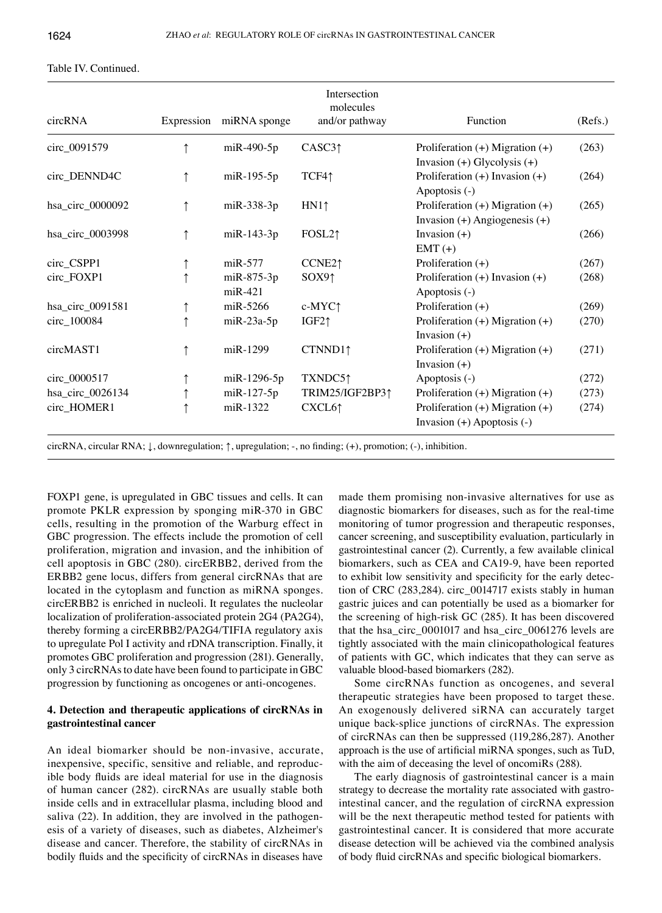Table IV. Continued.

| circRNA | Expression | miRNA sponge | Intersection molecules and/or pathway | Function | (Refs.) |
|---|---|---|---|---|---|
| circ_0091579 | ↑ | miR-490-5p | CASC3↑ | Proliferation (+) Migration (+) Invasion (+) Glycolysis (+) | (263) |
| circ_DENND4C | ↑ | miR-195-5p | TCF4↑ | Proliferation (+) Invasion (+) Apoptosis (-) | (264) |
| hsa_circ_0000092 | ↑ | miR-338-3p | HN1↑ | Proliferation (+) Migration (+) Invasion (+) Angiogenesis (+) | (265) |
| hsa_circ_0003998 | ↑ | miR-143-3p | FOSL2↑ | Invasion (+) EMT (+) | (266) |
| circ_CSPP1 | ↑ | miR-577 | CCNE2↑ | Proliferation (+) | (267) |
| circ_FOXP1 | ↑ | miR-875-3p miR-421 | SOX9↑ | Proliferation (+) Invasion (+) Apoptosis (-) | (268) |
| hsa_circ_0091581 | ↑ | miR-5266 | c-MYC↑ | Proliferation (+) | (269) |
| circ_100084 | ↑ | miR-23a-5p | IGF2↑ | Proliferation (+) Migration (+) Invasion (+) | (270) |
| circMAST1 | ↑ | miR-1299 | CTNND1↑ | Proliferation (+) Migration (+) Invasion (+) | (271) |
| circ_0000517 | ↑ | miR-1296-5p | TXNDC5↑ | Apoptosis (-) | (272) |
| hsa_circ_0026134 | ↑ | miR-127-5p | TRIM25/IGF2BP3↑ | Proliferation (+) Migration (+) | (273) |
| circ_HOMER1 | ↑ | miR-1322 | CXCL6↑ | Proliferation (+) Migration (+) Invasion (+) Apoptosis (-) | (274) |

circRNA, circular RNA; ↓, downregulation; ↑, upregulation; -, no finding; (+), promotion; (-), inhibition.

FOXP1 gene, is upregulated in GBC tissues and cells. It can promote PKLR expression by sponging miR-370 in GBC cells, resulting in the promotion of the Warburg effect in GBC progression. The effects include the promotion of cell proliferation, migration and invasion, and the inhibition of cell apoptosis in GBC (280). circERBB2, derived from the ERBB2 gene locus, differs from general circRNAs that are located in the cytoplasm and function as miRNA sponges. circERBB2 is enriched in nucleoli. It regulates the nucleolar localization of proliferation-associated protein 2G4 (PA2G4), thereby forming a circERBB2/PA2G4/TIFIA regulatory axis to upregulate Pol I activity and rDNA transcription. Finally, it promotes GBC proliferation and progression (281). Generally, only 3 circRNAs to date have been found to participate in GBC progression by functioning as oncogenes or anti-oncogenes.

## 4. Detection and therapeutic applications of circRNAs in gastrointestinal cancer

An ideal biomarker should be non-invasive, accurate, inexpensive, specific, sensitive and reliable, and reproducible body fluids are ideal material for use in the diagnosis of human cancer (282). circRNAs are usually stable both inside cells and in extracellular plasma, including blood and saliva (22). In addition, they are involved in the pathogenesis of a variety of diseases, such as diabetes, Alzheimer's disease and cancer. Therefore, the stability of circRNAs in bodily fluids and the specificity of circRNAs in diseases have made them promising non-invasive alternatives for use as diagnostic biomarkers for diseases, such as for the real-time monitoring of tumor progression and therapeutic responses, cancer screening, and susceptibility evaluation, particularly in gastrointestinal cancer (2). Currently, a few available clinical biomarkers, such as CEA and CA19-9, have been reported to exhibit low sensitivity and specificity for the early detection of CRC (283,284). circ_0014717 exists stably in human gastric juices and can potentially be used as a biomarker for the screening of high-risk GC (285). It has been discovered that the hsa_circ_0001017 and hsa_circ_0061276 levels are tightly associated with the main clinicopathological features of patients with GC, which indicates that they can serve as valuable blood-based biomarkers (282).

Some circRNAs function as oncogenes, and several therapeutic strategies have been proposed to target these. An exogenously delivered siRNA can accurately target unique back-splice junctions of circRNAs. The expression of circRNAs can then be suppressed (119,286,287). Another approach is the use of artificial miRNA sponges, such as TuD, with the aim of deceasing the level of oncomiRs (288).

The early diagnosis of gastrointestinal cancer is a main strategy to decrease the mortality rate associated with gastrointestinal cancer, and the regulation of circRNA expression will be the next therapeutic method tested for patients with gastrointestinal cancer. It is considered that more accurate disease detection will be achieved via the combined analysis of body fluid circRNAs and specific biological biomarkers.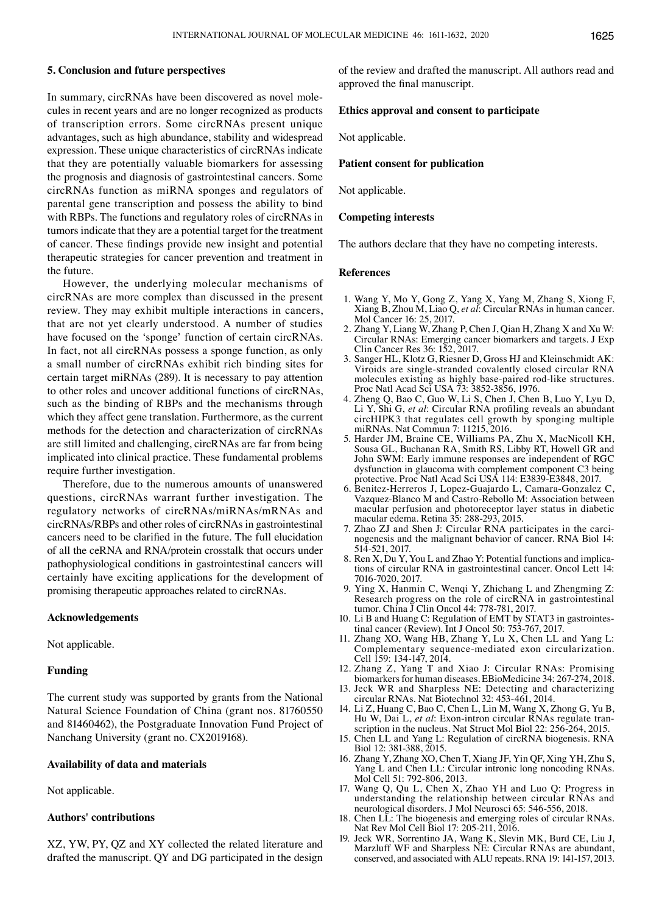## 5. Conclusion and future perspectives

In summary, circRNAs have been discovered as novel molecules in recent years and are no longer recognized as products of transcription errors. Some circRNAs present unique advantages, such as high abundance, stability and widespread expression. These unique characteristics of circRNAs indicate that they are potentially valuable biomarkers for assessing the prognosis and diagnosis of gastrointestinal cancers. Some circRNAs function as miRNA sponges and regulators of parental gene transcription and possess the ability to bind with RBPs. The functions and regulatory roles of circRNAs in tumors indicate that they are a potential target for the treatment of cancer. These findings provide new insight and potential therapeutic strategies for cancer prevention and treatment in the future.

However, the underlying molecular mechanisms of circRNAs are more complex than discussed in the present review. They may exhibit multiple interactions in cancers, that are not yet clearly understood. A number of studies have focused on the 'sponge' function of certain circRNAs. In fact, not all circRNAs possess a sponge function, as only a small number of circRNAs exhibit rich binding sites for certain target miRNAs (289). It is necessary to pay attention to other roles and uncover additional functions of circRNAs, such as the binding of RBPs and the mechanisms through which they affect gene translation. Furthermore, as the current methods for the detection and characterization of circRNAs are still limited and challenging, circRNAs are far from being implicated into clinical practice. These fundamental problems require further investigation.

Therefore, due to the numerous amounts of unanswered questions, circRNAs warrant further investigation. The regulatory networks of circRNAs/miRNAs/mRNAs and circRNAs/RBPs and other roles of circRNAs in gastrointestinal cancers need to be clarified in the future. The full elucidation of all the ceRNA and RNA/protein crosstalk that occurs under pathophysiological conditions in gastrointestinal cancers will certainly have exciting applications for the development of promising therapeutic approaches related to circRNAs.

## Acknowledgements

Not applicable.

## Funding

The current study was supported by grants from the National Natural Science Foundation of China (grant nos. 81760550 and 81460462), the Postgraduate Innovation Fund Project of Nanchang University (grant no. CX2019168).

## Availability of data and materials

Not applicable.

## Authors' contributions

XZ, YW, PY, QZ and XY collected the related literature and drafted the manuscript. QY and DG participated in the design of the review and drafted the manuscript. All authors read and approved the final manuscript.

## Ethics approval and consent to participate

Not applicable.

## Patient consent for publication

Not applicable.

## Competing interests

The authors declare that they have no competing interests.

## References

1. Wang Y, Mo Y, Gong Z, Yang X, Yang M, Zhang S, Xiong F, Xiang B, Zhou M, Liao Q, *et al*: Circular RNAs in human cancer. Mol Cancer 16: 25, 2017.
2. Zhang Y, Liang W, Zhang P, Chen J, Qian H, Zhang X and Xu W: Circular RNAs: Emerging cancer biomarkers and targets. J Exp Clin Cancer Res 36: 152, 2017.
3. Sanger HL, Klotz G, Riesner D, Gross HJ and Kleinschmidt AK: Viroids are single-stranded covalently closed circular RNA molecules existing as highly base-paired rod-like structures. Proc Natl Acad Sci USA 73: 3852-3856, 1976.
4. Zheng Q, Bao C, Guo W, Li S, Chen J, Chen B, Luo Y, Lyu D, Li Y, Shi G, *et al*: Circular RNA profiling reveals an abundant circHIPK3 that regulates cell growth by sponging multiple miRNAs. Nat Commun 7: 11215, 2016.
5. Harder JM, Braine CE, Williams PA, Zhu X, MacNicoll KH, Sousa GL, Buchanan RA, Smith RS, Libby RT, Howell GR and John SWM: Early immune responses are independent of RGC dysfunction in glaucoma with complement component C3 being protective. Proc Natl Acad Sci USA 114: E3839-E3848, 2017.
6. Benitez-Herreros J, Lopez-Guajardo L, Camara-Gonzalez C, Vazquez-Blanco M and Castro-Rebollo M: Association between macular perfusion and photoreceptor layer status in diabetic macular edema. Retina 35: 288-293, 2015.
7. Zhao ZJ and Shen J: Circular RNA participates in the carcinogenesis and the malignant behavior of cancer. RNA Biol 14: 514-521, 2017.
8. Ren X, Du Y, You L and Zhao Y: Potential functions and implications of circular RNA in gastrointestinal cancer. Oncol Lett 14: 7016-7020, 2017.
9. Ying X, Hanmin C, Wenqi Y, Zhichang L and Zhengming Z: Research progress on the role of circRNA in gastrointestinal tumor. China J Clin Oncol 44: 778-781, 2017.
10. Li B and Huang C: Regulation of EMT by STAT3 in gastrointestinal cancer (Review). Int J Oncol 50: 753-767, 2017.
11. Zhang XO, Wang HB, Zhang Y, Lu X, Chen LL and Yang L: Complementary sequence-mediated exon circularization. Cell 159: 134-147, 2014.
12. Zhang Z, Yang T and Xiao J: Circular RNAs: Promising biomarkers for human diseases. EBioMedicine 34: 267-274, 2018.
13. Jeck WR and Sharpless NE: Detecting and characterizing circular RNAs. Nat Biotechnol 32: 453-461, 2014.
14. Li Z, Huang C, Bao C, Chen L, Lin M, Wang X, Zhong G, Yu B, Hu W, Dai L, *et al*: Exon-intron circular RNAs regulate transcription in the nucleus. Nat Struct Mol Biol 22: 256-264, 2015.
15. Chen LL and Yang L: Regulation of circRNA biogenesis. RNA Biol 12: 381-388, 2015.
16. Zhang Y, Zhang XO, Chen T, Xiang JF, Yin QF, Xing YH, Zhu S, Yang L and Chen LL: Circular intronic long noncoding RNAs. Mol Cell 51: 792-806, 2013.
17. Wang Q, Qu L, Chen X, Zhao YH and Luo Q: Progress in understanding the relationship between circular RNAs and neurological disorders. J Mol Neurosci 65: 546-556, 2018.
18. Chen LL: The biogenesis and emerging roles of circular RNAs. Nat Rev Mol Cell Biol 17: 205-211, 2016.
19. Jeck WR, Sorrentino JA, Wang K, Slevin MK, Burd CE, Liu J, Marzluff WF and Sharpless NE: Circular RNAs are abundant, conserved, and associated with ALU repeats. RNA 19: 141-157, 2013.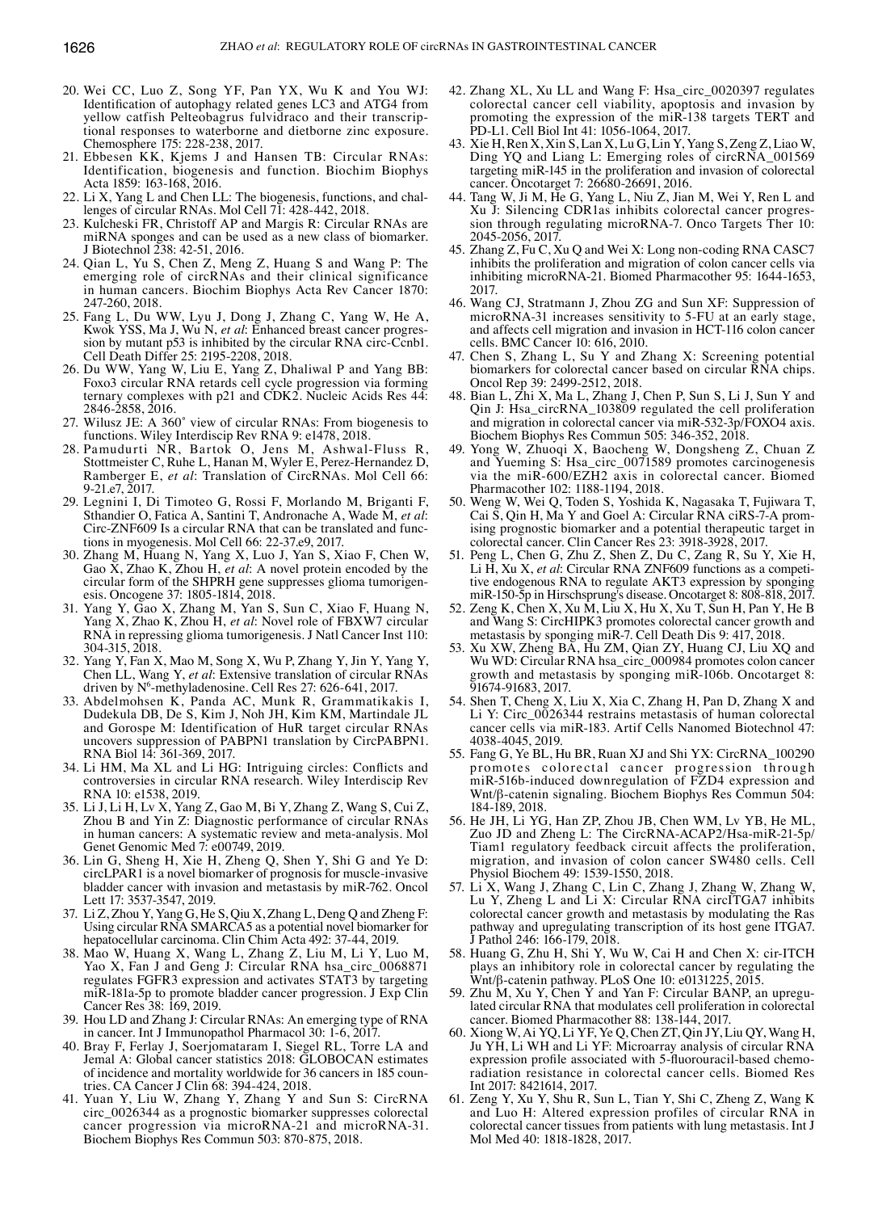20. Wei CC, Luo Z, Song YF, Pan YX, Wu K and You WJ: Identification of autophagy related genes LC3 and ATG4 from yellow catfish Pelteobagrus fulvidraco and their transcriptional responses to waterborne and dietborne zinc exposure. Chemosphere 175: 228-238, 2017.
21. Ebbesen KK, Kjems J and Hansen TB: Circular RNAs: Identification, biogenesis and function. Biochim Biophys Acta 1859: 163-168, 2016.
22. Li X, Yang L and Chen LL: The biogenesis, functions, and challenges of circular RNAs. Mol Cell 71: 428-442, 2018.
23. Kulcheski FR, Christoff AP and Margis R: Circular RNAs are miRNA sponges and can be used as a new class of biomarker. J Biotechnol 238: 42-51, 2016.
24. Qian L, Yu S, Chen Z, Meng Z, Huang S and Wang P: The emerging role of circRNAs and their clinical significance in human cancers. Biochim Biophys Acta Rev Cancer 1870: 247-260, 2018.
25. Fang L, Du WW, Lyu J, Dong J, Zhang C, Yang W, He A, Kwok YSS, Ma J, Wu N, *et al*: Enhanced breast cancer progression by mutant p53 is inhibited by the circular RNA circ-Ccnb1. Cell Death Differ 25: 2195-2208, 2018.
26. Du WW, Yang W, Liu E, Yang Z, Dhaliwal P and Yang BB: Foxo3 circular RNA retards cell cycle progression via forming ternary complexes with p21 and CDK2. Nucleic Acids Res 44: 2846-2858, 2016.
27. Wilusz JE: A 360° view of circular RNAs: From biogenesis to functions. Wiley Interdiscip Rev RNA 9: e1478, 2018.
28. Pamudurti NR, Bartok O, Jens M, Ashwal-Fluss R, Stottmeister C, Ruhe L, Hanan M, Wyler E, Perez-Hernandez D, Ramberger E, *et al*: Translation of CircRNAs. Mol Cell 66: 9-21.e7, 2017.
29. Legnini I, Di Timoteo G, Rossi F, Morlando M, Briganti F, Sthandier O, Fatica A, Santini T, Andronache A, Wade M, *et al*: Circ-ZNF609 Is a circular RNA that can be translated and functions in myogenesis. Mol Cell 66: 22-37.e9, 2017.
30. Zhang M, Huang N, Yang X, Luo J, Yan S, Xiao F, Chen W, Gao X, Zhao K, Zhou H, *et al*: A novel protein encoded by the circular form of the SHPRH gene suppresses glioma tumorigenesis. Oncogene 37: 1805-1814, 2018.
31. Yang Y, Gao X, Zhang M, Yan S, Sun C, Xiao F, Huang N, Yang X, Zhao K, Zhou H, *et al*: Novel role of FBXW7 circular RNA in repressing glioma tumorigenesis. J Natl Cancer Inst 110: 304-315, 2018.
32. Yang Y, Fan X, Mao M, Song X, Wu P, Zhang Y, Jin Y, Yang Y, Chen LL, Wang Y, *et al*: Extensive translation of circular RNAs driven by N$^6$-methyladenosine. Cell Res 27: 626-641, 2017.
33. Abdelmohsen K, Panda AC, Munk R, Grammatikakis I, Dudekula DB, De S, Kim J, Noh JH, Kim KM, Martindale JL and Gorospe M: Identification of HuR target circular RNAs uncovers suppression of PABPN1 translation by CircPABPN1. RNA Biol 14: 361-369, 2017.
34. Li HM, Ma XL and Li HG: Intriguing circles: Conflicts and controversies in circular RNA research. Wiley Interdiscip Rev RNA 10: e1538, 2019.
35. Li J, Li H, Lv X, Yang Z, Gao M, Bi Y, Zhang Z, Wang S, Cui Z, Zhou B and Yin Z: Diagnostic performance of circular RNAs in human cancers: A systematic review and meta-analysis. Mol Genet Genomic Med 7: e00749, 2019.
36. Lin G, Sheng H, Xie H, Zheng Q, Shen Y, Shi G and Ye D: circLPAR1 is a novel biomarker of prognosis for muscle-invasive bladder cancer with invasion and metastasis by miR-762. Oncol Lett 17: 3537-3547, 2019.
37. Li Z, Zhou Y, Yang G, He S, Qiu X, Zhang L, Deng Q and Zheng F: Using circular RNA SMARCA5 as a potential novel biomarker for hepatocellular carcinoma. Clin Chim Acta 492: 37-44, 2019.
38. Mao W, Huang X, Wang L, Zhang Z, Liu M, Li Y, Luo M, Yao X, Fan J and Geng J: Circular RNA hsa_circ_0068871 regulates FGFR3 expression and activates STAT3 by targeting miR-181a-5p to promote bladder cancer progression. J Exp Clin Cancer Res 38: 169, 2019.
39. Hou LD and Zhang J: Circular RNAs: An emerging type of RNA in cancer. Int J Immunopathol Pharmacol 30: 1-6, 2017.
40. Bray F, Ferlay J, Soerjomataram I, Siegel RL, Torre LA and Jemal A: Global cancer statistics 2018: GLOBOCAN estimates of incidence and mortality worldwide for 36 cancers in 185 countries. CA Cancer J Clin 68: 394-424, 2018.
41. Yuan Y, Liu W, Zhang Y, Zhang Y and Sun S: CircRNA circ_0026344 as a prognostic biomarker suppresses colorectal cancer progression via microRNA-21 and microRNA-31. Biochem Biophys Res Commun 503: 870-875, 2018.
42. Zhang XL, Xu LL and Wang F: Hsa_circ_0020397 regulates colorectal cancer cell viability, apoptosis and invasion by promoting the expression of the miR-138 targets TERT and PD-L1. Cell Biol Int 41: 1056-1064, 2017.
43. Xie H, Ren X, Xin S, Lan X, Lu G, Lin Y, Yang S, Zeng Z, Liao W, Ding YQ and Liang L: Emerging roles of circRNA_001569 targeting miR-145 in the proliferation and invasion of colorectal cancer. Oncotarget 7: 26680-26691, 2016.
44. Tang W, Ji M, He G, Yang L, Niu Z, Jian M, Wei Y, Ren L and Xu J: Silencing CDR1as inhibits colorectal cancer progression through regulating microRNA-7. Onco Targets Ther 10: 2045-2056, 2017.
45. Zhang Z, Fu C, Xu Q and Wei X: Long non-coding RNA CASC7 inhibits the proliferation and migration of colon cancer cells via inhibiting microRNA-21. Biomed Pharmacother 95: 1644-1653, 2017.
46. Wang CJ, Stratmann J, Zhou ZG and Sun XF: Suppression of microRNA-31 increases sensitivity to 5-FU at an early stage, and affects cell migration and invasion in HCT-116 colon cancer cells. BMC Cancer 10: 616, 2010.
47. Chen S, Zhang L, Su Y and Zhang X: Screening potential biomarkers for colorectal cancer based on circular RNA chips. Oncol Rep 39: 2499-2512, 2018.
48. Bian L, Zhi X, Ma L, Zhang J, Chen P, Sun S, Li J, Sun Y and Qin J: Hsa_circRNA_103809 regulated the cell proliferation and migration in colorectal cancer via miR-532-3p/FOXO4 axis. Biochem Biophys Res Commun 505: 346-352, 2018.
49. Yong W, Zhuoqi X, Baocheng W, Dongsheng Z, Chuan Z and Yueming S: Hsa_circ_0071589 promotes carcinogenesis via the miR-600/EZH2 axis in colorectal cancer. Biomed Pharmacother 102: 1188-1194, 2018.
50. Weng W, Wei Q, Toden S, Yoshida K, Nagasaka T, Fujiwara T, Cai S, Qin H, Ma Y and Goel A: Circular RNA ciRS-7-A promising prognostic biomarker and a potential therapeutic target in colorectal cancer. Clin Cancer Res 23: 3918-3928, 2017.
51. Peng L, Chen G, Zhu Z, Shen Z, Du C, Zang R, Su Y, Xie H, Li H, Xu X, *et al*: Circular RNA ZNF609 functions as a competitive endogenous RNA to regulate AKT3 expression by sponging miR-150-5p in Hirschsprung's disease. Oncotarget 8: 808-818, 2017.
52. Zeng K, Chen X, Xu M, Liu X, Hu X, Xu T, Sun H, Pan Y, He B and Wang S: CircHIPK3 promotes colorectal cancer growth and metastasis by sponging miR-7. Cell Death Dis 9: 417, 2018.
53. Xu XW, Zheng BA, Hu ZM, Qian ZY, Huang CJ, Liu XQ and Wu WD: Circular RNA hsa_circ_000984 promotes colon cancer growth and metastasis by sponging miR-106b. Oncotarget 8: 91674-91683, 2017.
54. Shen T, Cheng X, Liu X, Xia C, Zhang H, Pan D, Zhang X and Li Y: Circ_0026344 restrains metastasis of human colorectal cancer cells via miR-183. Artif Cells Nanomed Biotechnol 47: 4038-4045, 2019.
55. Fang G, Ye BL, Hu BR, Ruan XJ and Shi YX: CircRNA_100290 promotes colorectal cancer progression through miR-516b-induced downregulation of FZD4 expression and Wnt/β-catenin signaling. Biochem Biophys Res Commun 504: 184-189, 2018.
56. He JH, Li YG, Han ZP, Zhou JB, Chen WM, Lv YB, He ML, Zuo JD and Zheng L: The CircRNA-ACAP2/Hsa-miR-21-5p/Tiam1 regulatory feedback circuit affects the proliferation, migration, and invasion of colon cancer SW480 cells. Cell Physiol Biochem 49: 1539-1550, 2018.
57. Li X, Wang J, Zhang C, Lin C, Zhang J, Zhang W, Zhang W, Lu Y, Zheng L and Li X: Circular RNA circITGA7 inhibits colorectal cancer growth and metastasis by modulating the Ras pathway and upregulating transcription of its host gene ITGA7. J Pathol 246: 166-179, 2018.
58. Huang G, Zhu H, Shi Y, Wu W, Cai H and Chen X: cir-ITCH plays an inhibitory role in colorectal cancer by regulating the Wnt/β-catenin pathway. PLoS One 10: e0131225, 2015.
59. Zhu M, Xu Y, Chen Y and Yan F: Circular BANP, an upregulated circular RNA that modulates cell proliferation in colorectal cancer. Biomed Pharmacother 88: 138-144, 2017.
60. Xiong W, Ai YQ, Li YF, Ye Q, Chen ZT, Qin JY, Liu QY, Wang H, Ju YH, Li WH and Li YF: Microarray analysis of circular RNA expression profile associated with 5-fluorouracil-based chemoradiation resistance in colorectal cancer cells. Biomed Res Int 2017: 8421614, 2017.
61. Zeng Y, Xu Y, Shu R, Sun L, Tian Y, Shi C, Zheng Z, Wang K and Luo H: Altered expression profiles of circular RNA in colorectal cancer tissues from patients with lung metastasis. Int J Mol Med 40: 1818-1828, 2017.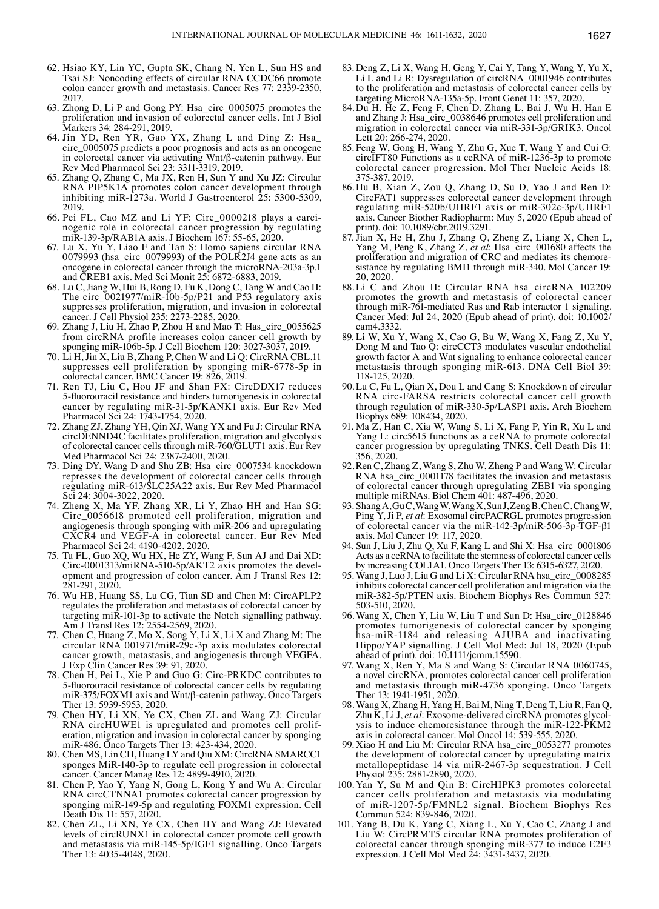62. Hsiao KY, Lin YC, Gupta SK, Chang N, Yen L, Sun HS and Tsai SJ: Noncoding effects of circular RNA CCDC66 promote colon cancer growth and metastasis. Cancer Res 77: 2339-2350, 2017.
63. Zhong D, Li P and Gong PY: Hsa_circ_0005075 promotes the proliferation and invasion of colorectal cancer cells. Int J Biol Markers 34: 284-291, 2019.
64. Jin YD, Ren YR, Gao YX, Zhang L and Ding Z: Hsa_circ_0005075 predicts a poor prognosis and acts as an oncogene in colorectal cancer via activating Wnt/β-catenin pathway. Eur Rev Med Pharmacol Sci 23: 3311-3319, 2019.
65. Zhang Q, Zhang C, Ma JX, Ren H, Sun Y and Xu JZ: Circular RNA PIP5K1A promotes colon cancer development through inhibiting miR-1273a. World J Gastroenterol 25: 5300-5309, 2019.
66. Pei FL, Cao MZ and Li YF: Circ_0000218 plays a carcinogenic role in colorectal cancer progression by regulating miR-139-3p/RAB1A axis. J Biochem 167: 55-65, 2020.
67. Lu X, Yu Y, Liao F and Tan S: Homo sapiens circular RNA 0079993 (hsa_circ_0079993) of the POLR2J4 gene acts as an oncogene in colorectal cancer through the microRNA-203a-3p.1 and CREB1 axis. Med Sci Monit 25: 6872-6883, 2019.
68. Lu C, Jiang W, Hui B, Rong D, Fu K, Dong C, Tang W and Cao H: The circ_0021977/miR-10b-5p/P21 and P53 regulatory axis suppresses proliferation, migration, and invasion in colorectal cancer. J Cell Physiol 235: 2273-2285, 2020.
69. Zhang J, Liu H, Zhao P, Zhou H and Mao T: Has_circ_0055625 from circRNA profile increases colon cancer cell growth by sponging miR-106b-5p. J Cell Biochem 120: 3027-3037, 2019.
70. Li H, Jin X, Liu B, Zhang P, Chen W and Li Q: CircRNA CBL.11 suppresses cell proliferation by sponging miR-6778-5p in colorectal cancer. BMC Cancer 19: 826, 2019.
71. Ren TJ, Liu C, Hou JF and Shan FX: CircDDX17 reduces 5-fluorouracil resistance and hinders tumorigenesis in colorectal cancer by regulating miR-31-5p/KANK1 axis. Eur Rev Med Pharmacol Sci 24: 1743-1754, 2020.
72. Zhang ZJ, Zhang YH, Qin XJ, Wang YX and Fu J: Circular RNA circDENND4C facilitates proliferation, migration and glycolysis of colorectal cancer cells through miR-760/GLUT1 axis. Eur Rev Med Pharmacol Sci 24: 2387-2400, 2020.
73. Ding DY, Wang D and Shu ZB: Hsa_circ_0007534 knockdown represses the development of colorectal cancer cells through regulating miR-613/SLC25A22 axis. Eur Rev Med Pharmacol Sci 24: 3004-3022, 2020.
74. Zheng X, Ma YF, Zhang XR, Li Y, Zhao HH and Han SG: Circ_0056618 promoted cell proliferation, migration and angiogenesis through sponging with miR-206 and upregulating CXCR4 and VEGF-A in colorectal cancer. Eur Rev Med Pharmacol Sci 24: 4190-4202, 2020.
75. Tu FL, Guo XQ, Wu HX, He ZY, Wang F, Sun AJ and Dai XD: Circ-0001313/miRNA-510-5p/AKT2 axis promotes the development and progression of colon cancer. Am J Transl Res 12: 281-291, 2020.
76. Wu HB, Huang SS, Lu CG, Tian SD and Chen M: CircAPLP2 regulates the proliferation and metastasis of colorectal cancer by targeting miR-101-3p to activate the Notch signalling pathway. Am J Transl Res 12: 2554-2569, 2020.
77. Chen C, Huang Z, Mo X, Song Y, Li X, Li X and Zhang M: The circular RNA 001971/miR-29c-3p axis modulates colorectal cancer growth, metastasis, and angiogenesis through VEGFA. J Exp Clin Cancer Res 39: 91, 2020.
78. Chen H, Pei L, Xie P and Guo G: Circ-PRKDC contributes to 5-fluorouracil resistance of colorectal cancer cells by regulating miR-375/FOXM1 axis and Wnt/β-catenin pathway. Onco Targets Ther 13: 5939-5953, 2020.
79. Chen HY, Li XN, Ye CX, Chen ZL and Wang ZJ: Circular RNA circHUWE1 is upregulated and promotes cell proliferation, migration and invasion in colorectal cancer by sponging miR-486. Onco Targets Ther 13: 423-434, 2020.
80. Chen MS, Lin CH, Huang LY and Qiu XM: CircRNA SMARCC1 sponges MiR-140-3p to regulate cell progression in colorectal cancer. Cancer Manag Res 12: 4899-4910, 2020.
81. Chen P, Yao Y, Yang N, Gong L, Kong Y and Wu A: Circular RNA circCTNNA1 promotes colorectal cancer progression by sponging miR-149-5p and regulating FOXM1 expression. Cell Death Dis 11: 557, 2020.
82. Chen ZL, Li XN, Ye CX, Chen HY and Wang ZJ: Elevated levels of circRUNX1 in colorectal cancer promote cell growth and metastasis via miR-145-5p/IGF1 signalling. Onco Targets Ther 13: 4035-4048, 2020.
83. Deng Z, Li X, Wang H, Geng Y, Cai Y, Tang Y, Wang Y, Yu X, Li L and Li R: Dysregulation of circRNA_0001946 contributes to the proliferation and metastasis of colorectal cancer cells by targeting MicroRNA-135a-5p. Front Genet 11: 357, 2020.
84. Du H, He Z, Feng F, Chen D, Zhang L, Bai J, Wu H, Han E and Zhang J: Hsa_circ_0038646 promotes cell proliferation and migration in colorectal cancer via miR-331-3p/GRIK3. Oncol Lett 20: 266-274, 2020.
85. Feng W, Gong H, Wang Y, Zhu G, Xue T, Wang Y and Cui G: circIFT80 Functions as a ceRNA of miR-1236-3p to promote colorectal cancer progression. Mol Ther Nucleic Acids 18: 375-387, 2019.
86. Hu B, Xian Z, Zou Q, Zhang D, Su D, Yao J and Ren D: CircFAT1 suppresses colorectal cancer development through regulating miR-520b/UHRF1 axis or miR-302c-3p/UHRF1 axis. Cancer Biother Radiopharm: May 5, 2020 (Epub ahead of print). doi: 10.1089/cbr.2019.3291.
87. Jian X, He H, Zhu J, Zhang Q, Zheng Z, Liang X, Chen L, Yang M, Peng K, Zhang Z, *et al*: Hsa_circ_001680 affects the proliferation and migration of CRC and mediates its chemoresistance by regulating BMI1 through miR-340. Mol Cancer 19: 20, 2020.
88. Li C and Zhou H: Circular RNA hsa_circRNA_102209 promotes the growth and metastasis of colorectal cancer through miR-761-mediated Ras and Rab interactor 1 signaling. Cancer Med: Jul 24, 2020 (Epub ahead of print). doi: 10.1002/cam4.3332.
89. Li W, Xu Y, Wang X, Cao G, Bu W, Wang X, Fang Z, Xu Y, Dong M and Tao Q: circCCT3 modulates vascular endothelial growth factor A and Wnt signaling to enhance colorectal cancer metastasis through sponging miR-613. DNA Cell Biol 39: 118-125, 2020.
90. Lu C, Fu L, Qian X, Dou L and Cang S: Knockdown of circular RNA circ-FARSA restricts colorectal cancer cell growth through regulation of miR-330-5p/LASP1 axis. Arch Biochem Biophys 689: 108434, 2020.
91. Ma Z, Han C, Xia W, Wang S, Li X, Fang P, Yin R, Xu L and Yang L: circ5615 functions as a ceRNA to promote colorectal cancer progression by upregulating TNKS. Cell Death Dis 11: 356, 2020.
92. Ren C, Zhang Z, Wang S, Zhu W, Zheng P and Wang W: Circular RNA hsa_circ_0001178 facilitates the invasion and metastasis of colorectal cancer through upregulating ZEB1 via sponging multiple miRNAs. Biol Chem 401: 487-496, 2020.
93. Shang A, Gu C, Wang W, Wang X, Sun J, Zeng B, Chen C, Chang W, Ping Y, Ji P, *et al*: Exosomal circPACRGL promotes progression of colorectal cancer via the miR-142-3p/miR-506-3p-TGF-β1 axis. Mol Cancer 19: 117, 2020.
94. Sun J, Liu J, Zhu Q, Xu F, Kang L and Shi X: Hsa_circ_0001806 Acts as a ceRNA to facilitate the stemness of colorectal cancer cells by increasing COL1A1. Onco Targets Ther 13: 6315-6327, 2020.
95. Wang J, Luo J, Liu G and Li X: Circular RNA hsa_circ_0008285 inhibits colorectal cancer cell proliferation and migration via the miR-382-5p/PTEN axis. Biochem Biophys Res Commun 527: 503-510, 2020.
96. Wang X, Chen Y, Liu W, Liu T and Sun D: Hsa_circ_0128846 promotes tumorigenesis of colorectal cancer by sponging hsa-miR-1184 and releasing AJUBA and inactivating Hippo/YAP signalling. J Cell Mol Med: Jul 18, 2020 (Epub ahead of print). doi: 10.1111/jcmm.15590.
97. Wang X, Ren Y, Ma S and Wang S: Circular RNA 0060745, a novel circRNA, promotes colorectal cancer cell proliferation and metastasis through miR-4736 sponging. Onco Targets Ther 13: 1941-1951, 2020.
98. Wang X, Zhang H, Yang H, Bai M, Ning T, Deng T, Liu R, Fan Q, Zhu K, Li J, *et al*: Exosome-delivered circRNA promotes glycolysis to induce chemoresistance through the miR-122-PKM2 axis in colorectal cancer. Mol Oncol 14: 539-555, 2020.
99. Xiao H and Liu M: Circular RNA hsa_circ_0053277 promotes the development of colorectal cancer by upregulating matrix metallopeptidase 14 via miR-2467-3p sequestration. J Cell Physiol 235: 2881-2890, 2020.
100. Yan Y, Su M and Qin B: CircHIPK3 promotes colorectal cancer cells proliferation and metastasis via modulating of miR-1207-5p/FMNL2 signal. Biochem Biophys Res Commun 524: 839-846, 2020.
101. Yang B, Du K, Yang C, Xiang L, Xu Y, Cao C, Zhang J and Liu W: CircPRMT5 circular RNA promotes proliferation of colorectal cancer through sponging miR-377 to induce E2F3 expression. J Cell Mol Med 24: 3431-3437, 2020.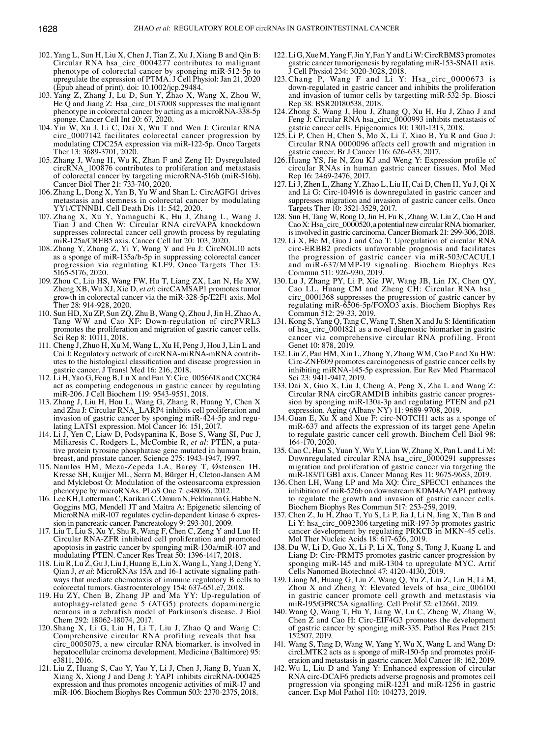102. Yang L, Sun H, Liu X, Chen J, Tian Z, Xu J, Xiang B and Qin B: Circular RNA hsa_circ_0004277 contributes to malignant phenotype of colorectal cancer by sponging miR-512-5p to upregulate the expression of PTMA. J Cell Physiol: Jan 21, 2020 (Epub ahead of print). doi: 10.1002/jcp.29484.

103. Yang Z, Zhang J, Lu D, Sun Y, Zhao X, Wang X, Zhou W, He Q and Jiang Z: Hsa_circ_0137008 suppresses the malignant phenotype in colorectal cancer by acting as a microRNA-338-5p sponge. Cancer Cell Int 20: 67, 2020.

104. Yin W, Xu J, Li C, Dai X, Wu T and Wen J: Circular RNA circ_0007142 facilitates colorectal cancer progression by modulating CDC25A expression via miR-122-5p. Onco Targets Ther 13: 3689-3701, 2020.

105. Zhang J, Wang H, Wu K, Zhan F and Zeng H: Dysregulated circRNA_100876 contributes to proliferation and metastasis of colorectal cancer by targeting microRNA-516b (miR-516b). Cancer Biol Ther 21: 733-740, 2020.

106. Zhang L, Dong X, Yan B, Yu W and Shan L: CircAGFG1 drives metastasis and stemness in colorectal cancer by modulating YY1/CTNNB1. Cell Death Dis 11: 542, 2020.

107. Zhang X, Xu Y, Yamaguchi K, Hu J, Zhang L, Wang J, Tian J and Chen W: Circular RNA circVAPA knockdown suppresses colorectal cancer cell growth process by regulating miR-125a/CREB5 axis. Cancer Cell Int 20: 103, 2020.

108. Zhang Y, Zhang Z, Yi Y, Wang Y and Fu J: CircNOL10 acts as a sponge of miR-135a/b-5p in suppressing colorectal cancer progression via regulating KLF9. Onco Targets Ther 13: 5165-5176, 2020.

109. Zhou C, Liu HS, Wang FW, Hu T, Liang ZX, Lan N, He XW, Zheng XB, Wu XJ, Xie D, *et al*: circCAMSAP1 promotes tumor growth in colorectal cancer via the miR-328-5p/E2F1 axis. Mol Ther 28: 914-928, 2020.

110. Sun HD, Xu ZP, Sun ZQ, Zhu B, Wang Q, Zhou J, Jin H, Zhao A, Tang WW and Cao XF: Down-regulation of circPVRL3 promotes the proliferation and migration of gastric cancer cells. Sci Rep 8: 10111, 2018.

111. Cheng J, Zhuo H, Xu M, Wang L, Xu H, Peng J, Hou J, Lin L and Cai J: Regulatory network of circRNA-miRNA-mRNA contributes to the histological classification and disease progression in gastric cancer. J Transl Med 16: 216, 2018.

112. Li H, Yao G, Feng B, Lu X and Fan Y: Circ_0056618 and CXCR4 act as competing endogenous in gastric cancer by regulating miR-206. J Cell Biochem 119: 9543-9551, 2018.

113. Zhang J, Liu H, Hou L, Wang G, Zhang R, Huang Y, Chen X and Zhu J: Circular RNA_LARP4 inhibits cell proliferation and invasion of gastric cancer by sponging miR-424-5p and regulating LATS1 expression. Mol Cancer 16: 151, 2017.

114. Li J, Yen C, Liaw D, Podsypanina K, Bose S, Wang SI, Puc J, Miliaresis C, Rodgers L, McCombie R, *et al*: PTEN, a putative protein tyrosine phosphatase gene mutated in human brain, breast, and prostate cancer. Science 275: 1943-1947, 1997.

115. Namløs HM, Meza-Zepeda LA, Barøy T, Østensen IH, Kresse SH, Kuijjer ML, Serra M, Bürger H, Cleton-Jansen AM and Myklebost O: Modulation of the osteosarcoma expression phenotype by microRNAs. PLoS One 7: e48086, 2012.

116. Lee KH, Lotterman C, Karikari C, Omura N, Feldmann G, Habbe N, Goggins MG, Mendell JT and Maitra A: Epigenetic silencing of MicroRNA miR-107 regulates cyclin-dependent kinase 6 expression in pancreatic cancer. Pancreatology 9: 293-301, 2009.

117. Liu T, Liu S, Xu Y, Shu R, Wang F, Chen C, Zeng Y and Luo H: Circular RNA-ZFR inhibited cell proliferation and promoted apoptosis in gastric cancer by sponging miR-130a/miR-107 and modulating PTEN. Cancer Res Treat 50: 1396-1417, 2018.

118. Liu R, Lu Z, Gu J, Liu J, Huang E, Liu X, Wang L, Yang J, Deng Y, Qian J, *et al*: MicroRNAs 15A and 16-1 activate signaling pathways that mediate chemotaxis of immune regulatory B cells to colorectal tumors. Gastroenterology 154: 637-651.e7, 2018.

119. Hu ZY, Chen B, Zhang JP and Ma YY: Up-regulation of autophagy-related gene 5 (ATG5) protects dopaminergic neurons in a zebrafish model of Parkinson's disease. J Biol Chem 292: 18062-18074, 2017.

120. Shang X, Li G, Liu H, Li T, Liu J, Zhao Q and Wang C: Comprehensive circular RNA profiling reveals that hsa_circ_0005075, a new circular RNA biomarker, is involved in hepatocellular crcinoma development. Medicine (Baltimore) 95: e3811, 2016.

121. Liu Z, Huang S, Cao Y, Yao Y, Li J, Chen J, Jiang B, Yuan X, Xiang X, Xiong J and Deng J: YAP1 inhibits circRNA-000425 expression and thus promotes oncogenic activities of miR-17 and miR-106. Biochem Biophys Res Commun 503: 2370-2375, 2018.

122. Li G, Xue M, Yang F, Jin Y, Fan Y and Li W: CircRBMS3 promotes gastric cancer tumorigenesis by regulating miR-153-SNAI1 axis. J Cell Physiol 234: 3020-3028, 2018.

123. Chang P, Wang F and Li Y: Hsa_circ_0000673 is down-regulated in gastric cancer and inhibits the proliferation and invasion of tumor cells by targetting miR-532-5p. Biosci Rep 38: BSR20180538, 2018.

124. Zhong S, Wang J, Hou J, Zhang Q, Xu H, Hu J, Zhao J and Feng J: Circular RNA hsa_circ_0000993 inhibits metastasis of gastric cancer cells. Epigenomics 10: 1301-1313, 2018.

125. Li P, Chen H, Chen S, Mo X, Li T, Xiao B, Yu R and Guo J: Circular RNA 0000096 affects cell growth and migration in gastric cancer. Br J Cancer 116: 626-633, 2017.

126. Huang YS, Jie N, Zou KJ and Weng Y: Expression profile of circular RNAs in human gastric cancer tissues. Mol Med Rep 16: 2469-2476, 2017.

127. Li J, Zhen L, Zhang Y, Zhao L, Liu H, Cai D, Chen H, Yu J, Qi X and Li G: Circ-104916 is downregulated in gastric cancer and suppresses migration and invasion of gastric cancer cells. Onco Targets Ther 10: 3521-3529, 2017.

128. Sun H, Tang W, Rong D, Jin H, Fu K, Zhang W, Liu Z, Cao H and Cao X: Hsa_circ_0000520, a potential new circular RNA biomarker, is involved in gastric carcinoma. Cancer Biomark 21: 299-306, 2018.

129. Li X, He M, Guo J and Cao T: Upregulation of circular RNA circ-ERBB2 predicts unfavorable prognosis and facilitates the progression of gastric cancer via miR-503/CACUL1 and miR-637/MMP-19 signaling. Biochem Biophys Res Commun 511: 926-930, 2019.

130. Lu J, Zhang PY, Li P, Xie JW, Wang JB, Lin JX, Chen QY, Cao LL, Huang CM and Zheng CH: Circular RNA hsa_circ_0001368 suppresses the progression of gastric cancer by regulating miR-6506-5p/FOXO3 axis. Biochem Biophys Res Commun 512: 29-33, 2019.

131. Kong S, Yang Q, Tang C, Wang T, Shen X and Ju S: Identification of hsa_circ_0001821 as a novel diagnostic biomarker in gastric cancer via comprehensive circular RNA profiling. Front Genet 10: 878, 2019.

132. Liu Z, Pan HM, Xin L, Zhang Y, Zhang WM, Cao P and Xu HW: Circ-ZNF609 promotes carcinogenesis of gastric cancer cells by inhibiting miRNA-145-5p expression. Eur Rev Med Pharmacol Sci 23: 9411-9417, 2019.

133. Dai X, Guo X, Liu J, Cheng A, Peng X, Zha L and Wang Z: Circular RNA circGRAMD1B inhibits gastric cancer progression by sponging miR-130a-3p and regulating PTEN and p21 expression. Aging (Albany NY) 11: 9689-9708, 2019.

134. Guan E, Xu X and Xue F: circ-NOTCH1 acts as a sponge of miR-637 and affects the expression of its target gene Apelin to regulate gastric cancer cell growth. Biochem Cell Biol 98: 164-170, 2020.

135. Cao C, Han S, Yuan Y, Wu Y, Lian W, Zhang X, Pan L and Li M: Downregulated circular RNA hsa_circ_0000291 suppresses migration and proliferation of gastric cancer via targeting the miR-183/ITGB1 axis. Cancer Manag Res 11: 9675-9683, 2019.

136. Chen LH, Wang LP and Ma XQ: Circ_SPECC1 enhances the inhibition of miR-526b on downstream KDM4A/YAP1 pathway to regulate the growth and invasion of gastric cancer cells. Biochem Biophys Res Commun 517: 253-259, 2019.

137. Chen Z, Ju H, Zhao T, Yu S, Li P, Jia J, Li N, Jing X, Tan B and Li Y: hsa_circ_0092306 targeting miR-197-3p promotes gastric cancer development by regulating PRKCB in MKN-45 cells. Mol Ther Nucleic Acids 18: 617-626, 2019.

138. Du W, Li D, Guo X, Li P, Li X, Tong S, Tong J, Kuang L and Liang D: Circ-PRMT5 promotes gastric cancer progression by sponging miR-145 and miR-1304 to upregulate MYC. Artif Cells Nanomed Biotechnol 47: 4120-4130, 2019.

139. Liang M, Huang G, Liu Z, Wang Q, Yu Z, Liu Z, Lin H, Li M, Zhou X and Zheng Y: Elevated levels of hsa_circ_006100 in gastric cancer promote cell growth and metastasis via miR-195/GPRC5A signalling. Cell Prolif 52: e12661, 2019.

140. Wang Q, Wang T, Hu Y, Jiang W, Lu C, Zheng W, Zhang W, Chen Z and Cao H: Circ-EIF4G3 promotes the development of gastric cancer by sponging miR-335. Pathol Res Pract 215: 152507, 2019.

141. Wang S, Tang D, Wang W, Yang Y, Wu X, Wang L and Wang D: circLMTK2 acts as a sponge of miR-150-5p and promotes proliferation and metastasis in gastric cancer. Mol Cancer 18: 162, 2019.

142. Wu L, Liu D and Yang Y: Enhanced expression of circular RNA circ-DCAF6 predicts adverse prognosis and promotes cell progression via sponging miR-1231 and miR-1256 in gastric cancer. Exp Mol Pathol 110: 104273, 2019.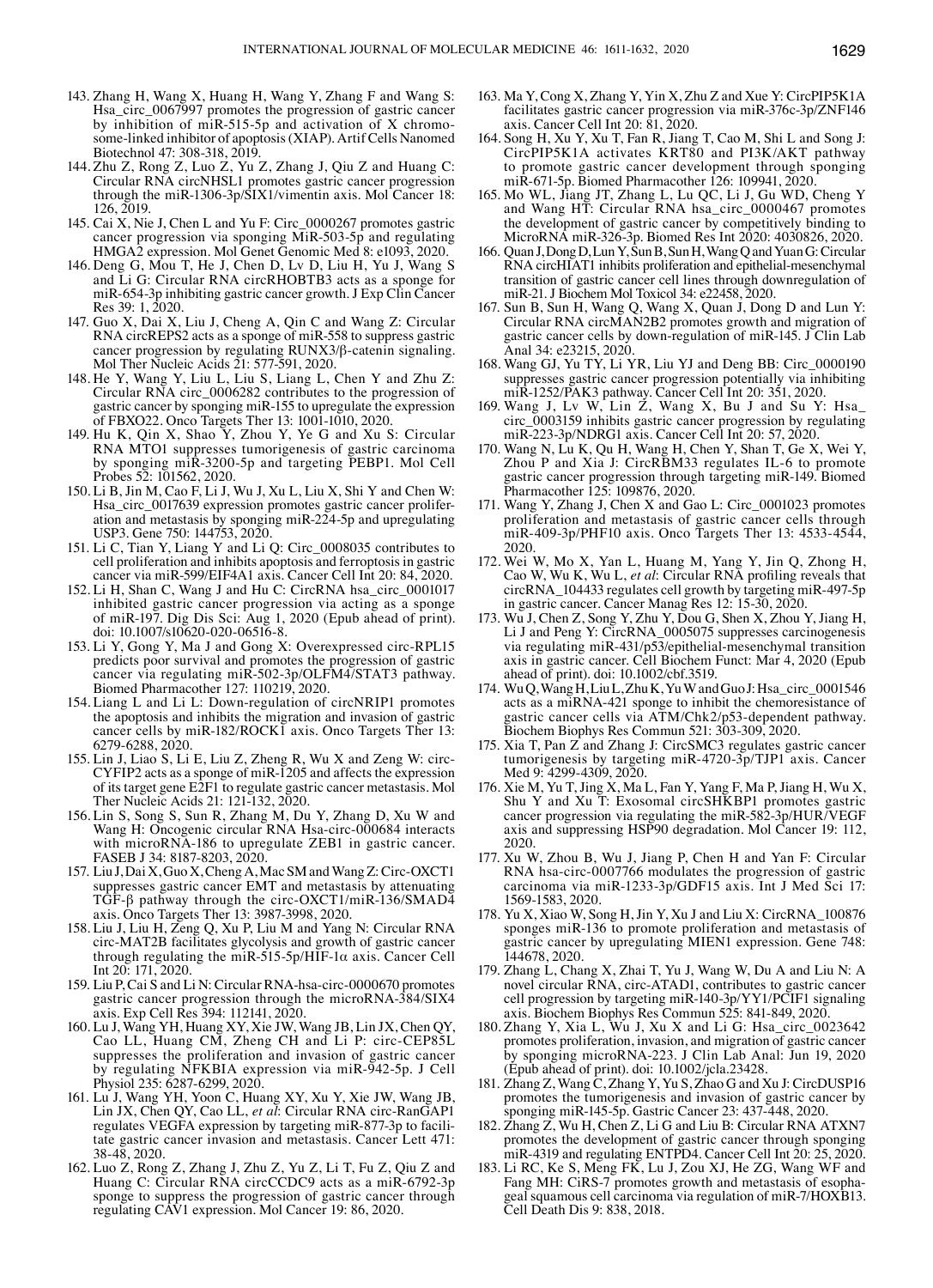143. Zhang H, Wang X, Huang H, Wang Y, Zhang F and Wang S: Hsa_circ_0067997 promotes the progression of gastric cancer by inhibition of miR-515-5p and activation of X chromosome-linked inhibitor of apoptosis (XIAP). Artif Cells Nanomed Biotechnol 47: 308-318, 2019.
144. Zhu Z, Rong Z, Luo Z, Yu Z, Zhang J, Qiu Z and Huang C: Circular RNA circNHSL1 promotes gastric cancer progression through the miR-1306-3p/SIX1/vimentin axis. Mol Cancer 18: 126, 2019.
145. Cai X, Nie J, Chen L and Yu F: Circ_0000267 promotes gastric cancer progression via sponging MiR-503-5p and regulating HMGA2 expression. Mol Genet Genomic Med 8: e1093, 2020.
146. Deng G, Mou T, He J, Chen D, Lv D, Liu H, Yu J, Wang S and Li G: Circular RNA circRHOBTB3 acts as a sponge for miR-654-3p inhibiting gastric cancer growth. J Exp Clin Cancer Res 39: 1, 2020.
147. Guo X, Dai X, Liu J, Cheng A, Qin C and Wang Z: Circular RNA circREPS2 acts as a sponge of miR-558 to suppress gastric cancer progression by regulating RUNX3/β-catenin signaling. Mol Ther Nucleic Acids 21: 577-591, 2020.
148. He Y, Wang Y, Liu L, Liu S, Liang L, Chen Y and Zhu Z: Circular RNA circ_0006282 contributes to the progression of gastric cancer by sponging miR-155 to upregulate the expression of FBXO22. Onco Targets Ther 13: 1001-1010, 2020.
149. Hu K, Qin X, Shao Y, Zhou Y, Ye G and Xu S: Circular RNA MTO1 suppresses tumorigenesis of gastric carcinoma by sponging miR-3200-5p and targeting PEBP1. Mol Cell Probes 52: 101562, 2020.
150. Li B, Jin M, Cao F, Li J, Wu J, Xu L, Liu X, Shi Y and Chen W: Hsa_circ_0017639 expression promotes gastric cancer proliferation and metastasis by sponging miR-224-5p and upregulating USP3. Gene 750: 144753, 2020.
151. Li C, Tian Y, Liang Y and Li Q: Circ_0008035 contributes to cell proliferation and inhibits apoptosis and ferroptosis in gastric cancer via miR-599/EIF4A1 axis. Cancer Cell Int 20: 84, 2020.
152. Li H, Shan C, Wang J and Hu C: CircRNA hsa_circ_0001017 inhibited gastric cancer progression via acting as a sponge of miR-197. Dig Dis Sci: Aug 1, 2020 (Epub ahead of print). doi: 10.1007/s10620-020-06516-8.
153. Li Y, Gong Y, Ma J and Gong X: Overexpressed circ-RPL15 predicts poor survival and promotes the progression of gastric cancer via regulating miR-502-3p/OLFM4/STAT3 pathway. Biomed Pharmacother 127: 110219, 2020.
154. Liang L and Li L: Down-regulation of circNRIP1 promotes the apoptosis and inhibits the migration and invasion of gastric cancer cells by miR-182/ROCK1 axis. Onco Targets Ther 13: 6279-6288, 2020.
155. Lin J, Liao S, Li E, Liu Z, Zheng R, Wu X and Zeng W: circ-CYFIP2 acts as a sponge of miR-1205 and affects the expression of its target gene E2F1 to regulate gastric cancer metastasis. Mol Ther Nucleic Acids 21: 121-132, 2020.
156. Lin S, Song S, Sun R, Zhang M, Du Y, Zhang D, Xu W and Wang H: Oncogenic circular RNA Hsa-circ-000684 interacts with microRNA-186 to upregulate ZEB1 in gastric cancer. FASEB J 34: 8187-8203, 2020.
157. Liu J, Dai X, Guo X, Cheng A, Mac SM and Wang Z: Circ-OXCT1 suppresses gastric cancer EMT and metastasis by attenuating TGF-β pathway through the circ-OXCT1/miR-136/SMAD4 axis. Onco Targets Ther 13: 3987-3998, 2020.
158. Liu J, Liu H, Zeng Q, Xu P, Liu M and Yang N: Circular RNA circ-MAT2B facilitates glycolysis and growth of gastric cancer through regulating the miR-515-5p/HIF-1α axis. Cancer Cell Int 20: 171, 2020.
159. Liu P, Cai S and Li N: Circular RNA-hsa-circ-0000670 promotes gastric cancer progression through the microRNA-384/SIX4 axis. Exp Cell Res 394: 112141, 2020.
160. Lu J, Wang YH, Huang XY, Xie JW, Wang JB, Lin JX, Chen QY, Cao LL, Huang CM, Zheng CH and Li P: circ-CEP85L suppresses the proliferation and invasion of gastric cancer by regulating NFKBIA expression via miR-942-5p. J Cell Physiol 235: 6287-6299, 2020.
161. Lu J, Wang YH, Yoon C, Huang XY, Xu Y, Xie JW, Wang JB, Lin JX, Chen QY, Cao LL, *et al*: Circular RNA circ-RanGAP1 regulates VEGFA expression by targeting miR-877-3p to facilitate gastric cancer invasion and metastasis. Cancer Lett 471: 38-48, 2020.
162. Luo Z, Rong Z, Zhang J, Zhu Z, Yu Z, Li T, Fu Z, Qiu Z and Huang C: Circular RNA circCCDC9 acts as a miR-6792-3p sponge to suppress the progression of gastric cancer through regulating CAV1 expression. Mol Cancer 19: 86, 2020.
163. Ma Y, Cong X, Zhang Y, Yin X, Zhu Z and Xue Y: CircPIP5K1A facilitates gastric cancer progression via miR-376c-3p/ZNF146 axis. Cancer Cell Int 20: 81, 2020.
164. Song H, Xu Y, Xu T, Fan R, Jiang T, Cao M, Shi L and Song J: CircPIP5K1A activates KRT80 and PI3K/AKT pathway to promote gastric cancer development through sponging miR-671-5p. Biomed Pharmacother 126: 109941, 2020.
165. Mo WL, Jiang JT, Zhang L, Lu QC, Li J, Gu WD, Cheng Y and Wang HT: Circular RNA hsa_circ_0000467 promotes the development of gastric cancer by competitively binding to MicroRNA miR-326-3p. Biomed Res Int 2020: 4030826, 2020.
166. Quan J, Dong D, Lun Y, Sun B, Sun H, Wang Q and Yuan G: Circular RNA circHIAT1 inhibits proliferation and epithelial-mesenchymal transition of gastric cancer cell lines through downregulation of miR-21. J Biochem Mol Toxicol 34: e22458, 2020.
167. Sun B, Sun H, Wang Q, Wang X, Quan J, Dong D and Lun Y: Circular RNA circMAN2B2 promotes growth and migration of gastric cancer cells by down-regulation of miR-145. J Clin Lab Anal 34: e23215, 2020.
168. Wang GJ, Yu TY, Li YR, Liu YJ and Deng BB: Circ_0000190 suppresses gastric cancer progression potentially via inhibiting miR-1252/PAK3 pathway. Cancer Cell Int 20: 351, 2020.
169. Wang J, Lv W, Lin Z, Wang X, Bu J and Su Y: Hsa_circ_0003159 inhibits gastric cancer progression by regulating miR-223-3p/NDRG1 axis. Cancer Cell Int 20: 57, 2020.
170. Wang N, Lu K, Qu H, Wang H, Chen Y, Shan T, Ge X, Wei Y, Zhou P and Xia J: CircRBM33 regulates IL-6 to promote gastric cancer progression through targeting miR-149. Biomed Pharmacother 125: 109876, 2020.
171. Wang Y, Zhang J, Chen X and Gao L: Circ_0001023 promotes proliferation and metastasis of gastric cancer cells through miR-409-3p/PHF10 axis. Onco Targets Ther 13: 4533-4544, 2020.
172. Wei W, Mo X, Yan L, Huang M, Yang Y, Jin Q, Zhong H, Cao W, Wu K, Wu L, *et al*: Circular RNA profiling reveals that circRNA_104433 regulates cell growth by targeting miR-497-5p in gastric cancer. Cancer Manag Res 12: 15-30, 2020.
173. Wu J, Chen Z, Song Y, Zhu Y, Dou G, Shen X, Zhou Y, Jiang H, Li J and Peng Y: CircRNA_0005075 suppresses carcinogenesis via regulating miR-431/p53/epithelial-mesenchymal transition axis in gastric cancer. Cell Biochem Funct: Mar 4, 2020 (Epub ahead of print). doi: 10.1002/cbf.3519.
174. Wu Q, Wang H, Liu L, Zhu K, Yu W and Guo J: Hsa_circ_0001546 acts as a miRNA-421 sponge to inhibit the chemoresistance of gastric cancer cells via ATM/Chk2/p53-dependent pathway. Biochem Biophys Res Commun 521: 303-309, 2020.
175. Xia T, Pan Z and Zhang J: CircSMC3 regulates gastric cancer tumorigenesis by targeting miR-4720-3p/TJP1 axis. Cancer Med 9: 4299-4309, 2020.
176. Xie M, Yu T, Jing X, Ma L, Fan Y, Yang F, Ma P, Jiang H, Wu X, Shu Y and Xu T: Exosomal circSHKBP1 promotes gastric cancer progression via regulating the miR-582-3p/HUR/VEGF axis and suppressing HSP90 degradation. Mol Cancer 19: 112, 2020.
177. Xu W, Zhou B, Wu J, Jiang P, Chen H and Yan F: Circular RNA hsa-circ-0007766 modulates the progression of gastric carcinoma via miR-1233-3p/GDF15 axis. Int J Med Sci 17: 1569-1583, 2020.
178. Yu X, Xiao W, Song H, Jin Y, Xu J and Liu X: CircRNA_100876 sponges miR-136 to promote proliferation and metastasis of gastric cancer by upregulating MIEN1 expression. Gene 748: 144678, 2020.
179. Zhang L, Chang X, Zhai T, Yu J, Wang W, Du A and Liu N: A novel circular RNA, circ-ATAD1, contributes to gastric cancer cell progression by targeting miR-140-3p/YY1/PCIF1 signaling axis. Biochem Biophys Res Commun 525: 841-849, 2020.
180. Zhang Y, Xia L, Wu J, Xu X and Li G: Hsa_circ_0023642 promotes proliferation, invasion, and migration of gastric cancer by sponging microRNA-223. J Clin Lab Anal: Jun 19, 2020 (Epub ahead of print). doi: 10.1002/jcla.23428.
181. Zhang Z, Wang C, Zhang Y, Yu S, Zhao G and Xu J: CircDUSP16 promotes the tumorigenesis and invasion of gastric cancer by sponging miR-145-5p. Gastric Cancer 23: 437-448, 2020.
182. Zhang Z, Wu H, Chen Z, Li G and Liu B: Circular RNA ATXN7 promotes the development of gastric cancer through sponging miR-4319 and regulating ENTPD4. Cancer Cell Int 20: 25, 2020.
183. Li RC, Ke S, Meng FK, Lu J, Zou XJ, He ZG, Wang WF and Fang MH: CiRS-7 promotes growth and metastasis of esophageal squamous cell carcinoma via regulation of miR-7/HOXB13. Cell Death Dis 9: 838, 2018.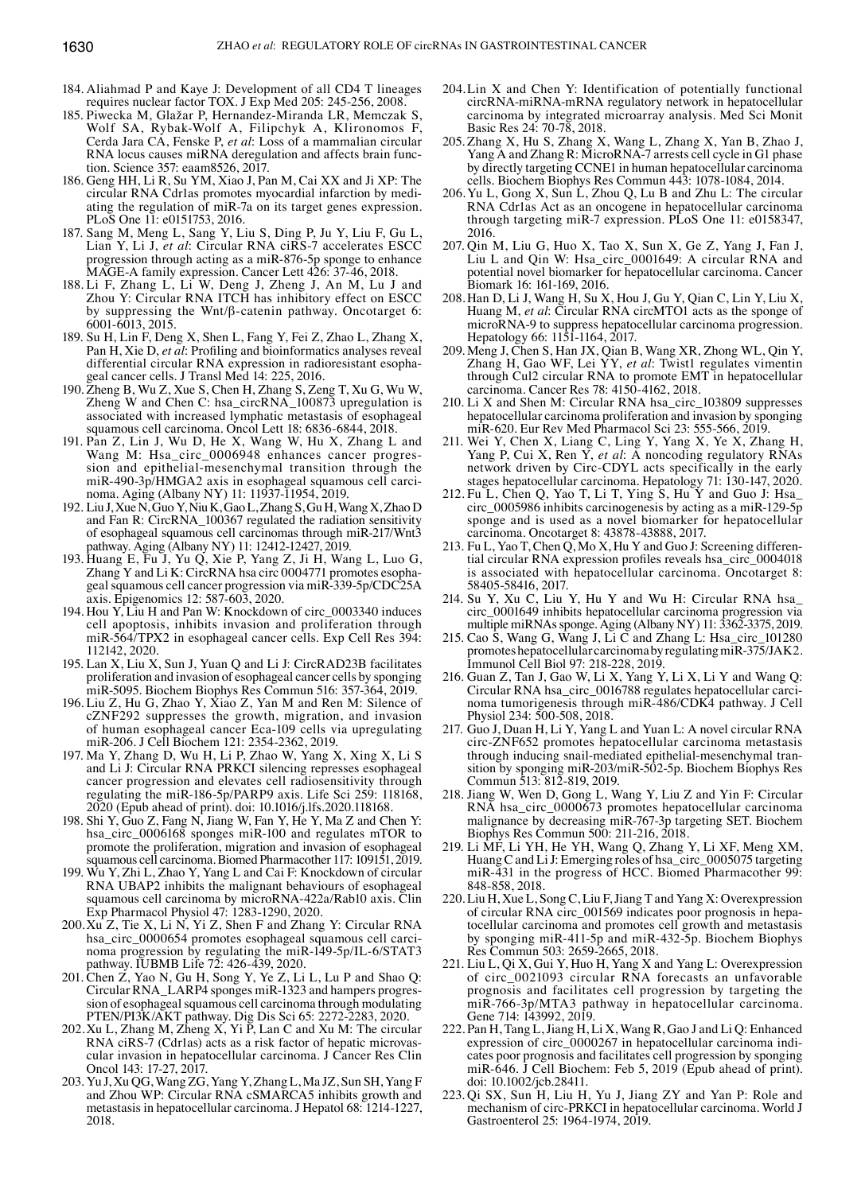184. Aliahmad P and Kaye J: Development of all CD4 T lineages requires nuclear factor TOX. J Exp Med 205: 245-256, 2008.

185. Piwecka M, Glažar P, Hernandez-Miranda LR, Memczak S, Wolf SA, Rybak-Wolf A, Filipchyk A, Klironomos F, Cerda Jara CA, Fenske P, *et al*: Loss of a mammalian circular RNA locus causes miRNA deregulation and affects brain function. Science 357: eaam8526, 2017.

186. Geng HH, Li R, Su YM, Xiao J, Pan M, Cai XX and Ji XP: The circular RNA Cdr1as promotes myocardial infarction by mediating the regulation of miR-7a on its target genes expression. PLoS One 11: e0151753, 2016.

187. Sang M, Meng L, Sang Y, Liu S, Ding P, Ju Y, Liu F, Gu L, Lian Y, Li J, *et al*: Circular RNA ciRS-7 accelerates ESCC progression through acting as a miR-876-5p sponge to enhance MAGE-A family expression. Cancer Lett 426: 37-46, 2018.

188. Li F, Zhang L, Li W, Deng J, Zheng J, An M, Lu J and Zhou Y: Circular RNA ITCH has inhibitory effect on ESCC by suppressing the Wnt/β-catenin pathway. Oncotarget 6: 6001-6013, 2015.

189. Su H, Lin F, Deng X, Shen L, Fang Y, Fei Z, Zhao L, Zhang X, Pan H, Xie D, *et al*: Profiling and bioinformatics analyses reveal differential circular RNA expression in radioresistant esophageal cancer cells. J Transl Med 14: 225, 2016.

190. Zheng B, Wu Z, Xue S, Chen H, Zhang S, Zeng T, Xu G, Wu W, Zheng W and Chen C: hsa_circRNA_100873 upregulation is associated with increased lymphatic metastasis of esophageal squamous cell carcinoma. Oncol Lett 18: 6836-6844, 2018.

191. Pan Z, Lin J, Wu D, He X, Wang W, Hu X, Zhang L and Wang M: Hsa_circ_0006948 enhances cancer progression and epithelial-mesenchymal transition through the miR-490-3p/HMGA2 axis in esophageal squamous cell carcinoma. Aging (Albany NY) 11: 11937-11954, 2019.

192. Liu J, Xue N, Guo Y, Niu K, Gao L, Zhang S, Gu H, Wang X, Zhao D and Fan R: CircRNA_100367 regulated the radiation sensitivity of esophageal squamous cell carcinomas through miR-217/Wnt3 pathway. Aging (Albany NY) 11: 12412-12427, 2019.

193. Huang E, Fu J, Yu Q, Xie P, Yang Z, Ji H, Wang L, Luo G, Zhang Y and Li K: CircRNA hsa circ 0004771 promotes esophageal squamous cell cancer progression via miR-339-5p/CDC25A axis. Epigenomics 12: 587-603, 2020.

194. Hou Y, Liu H and Pan W: Knockdown of circ_0003340 induces cell apoptosis, inhibits invasion and proliferation through miR-564/TPX2 in esophageal cancer cells. Exp Cell Res 394: 112142, 2020.

195. Lan X, Liu X, Sun J, Yuan Q and Li J: CircRAD23B facilitates proliferation and invasion of esophageal cancer cells by sponging miR-5095. Biochem Biophys Res Commun 516: 357-364, 2019.

196. Liu Z, Hu G, Zhao Y, Xiao Z, Yan M and Ren M: Silence of cZNF292 suppresses the growth, migration, and invasion of human esophageal cancer Eca-109 cells via upregulating miR-206. J Cell Biochem 121: 2354-2362, 2019.

197. Ma Y, Zhang D, Wu H, Li P, Zhao W, Yang X, Xing X, Li S and Li J: Circular RNA PRKCI silencing represses esophageal cancer progression and elevates cell radiosensitivity through regulating the miR-186-5p/PARP9 axis. Life Sci 259: 118168, 2020 (Epub ahead of print). doi: 10.1016/j.lfs.2020.118168.

198. Shi Y, Guo Z, Fang N, Jiang W, Fan Y, He Y, Ma Z and Chen Y: hsa_circ_0006168 sponges miR-100 and regulates mTOR to promote the proliferation, migration and invasion of esophageal squamous cell carcinoma. Biomed Pharmacother 117: 109151, 2019.

199. Wu Y, Zhi L, Zhao Y, Yang L and Cai F: Knockdown of circular RNA UBAP2 inhibits the malignant behaviours of esophageal squamous cell carcinoma by microRNA-422a/Rab10 axis. Clin Exp Pharmacol Physiol 47: 1283-1290, 2020.

200. Xu Z, Tie X, Li N, Yi Z, Shen F and Zhang Y: Circular RNA hsa_circ_0000654 promotes esophageal squamous cell carcinoma progression by regulating the miR-149-5p/IL-6/STAT3 pathway. IUBMB Life 72: 426-439, 2020.

201. Chen Z, Yao N, Gu H, Song Y, Ye Z, Li L, Lu P and Shao Q: Circular RNA_LARP4 sponges miR-1323 and hampers progression of esophageal squamous cell carcinoma through modulating PTEN/PI3K/AKT pathway. Dig Dis Sci 65: 2272-2283, 2020.

202. Xu L, Zhang M, Zheng X, Yi P, Lan C and Xu M: The circular RNA ciRS-7 (Cdr1as) acts as a risk factor of hepatic microvascular invasion in hepatocellular carcinoma. J Cancer Res Clin Oncol 143: 17-27, 2017.

203. Yu J, Xu QG, Wang ZG, Yang Y, Zhang L, Ma JZ, Sun SH, Yang F and Zhou WP: Circular RNA cSMARCA5 inhibits growth and metastasis in hepatocellular carcinoma. J Hepatol 68: 1214-1227, 2018.

204. Lin X and Chen Y: Identification of potentially functional circRNA-miRNA-mRNA regulatory network in hepatocellular carcinoma by integrated microarray analysis. Med Sci Monit Basic Res 24: 70-78, 2018.

205. Zhang X, Hu S, Zhang X, Wang L, Zhang X, Yan B, Zhao J, Yang A and Zhang R: MicroRNA-7 arrests cell cycle in G1 phase by directly targeting CCNE1 in human hepatocellular carcinoma cells. Biochem Biophys Res Commun 443: 1078-1084, 2014.

206. Yu L, Gong X, Sun L, Zhou Q, Lu B and Zhu L: The circular RNA Cdr1as Act as an oncogene in hepatocellular carcinoma through targeting miR-7 expression. PLoS One 11: e0158347, 2016.

207. Qin M, Liu G, Huo X, Tao X, Sun X, Ge Z, Yang J, Fan J, Liu L and Qin W: Hsa_circ_0001649: A circular RNA and potential novel biomarker for hepatocellular carcinoma. Cancer Biomark 16: 161-169, 2016.

208. Han D, Li J, Wang H, Su X, Hou J, Gu Y, Qian C, Lin Y, Liu X, Huang M, *et al*: Circular RNA circMTO1 acts as the sponge of microRNA-9 to suppress hepatocellular carcinoma progression. Hepatology 66: 1151-1164, 2017.

209. Meng J, Chen S, Han JX, Qian B, Wang XR, Zhong WL, Qin Y, Zhang H, Gao WF, Lei YY, *et al*: Twist1 regulates vimentin through Cul2 circular RNA to promote EMT in hepatocellular carcinoma. Cancer Res 78: 4150-4162, 2018.

210. Li X and Shen M: Circular RNA hsa_circ_103809 suppresses hepatocellular carcinoma proliferation and invasion by sponging miR-620. Eur Rev Med Pharmacol Sci 23: 555-566, 2019.

211. Wei Y, Chen X, Liang C, Ling Y, Yang X, Ye X, Zhang H, Yang P, Cui X, Ren Y, *et al*: A noncoding regulatory RNAs network driven by Circ-CDYL acts specifically in the early stages hepatocellular carcinoma. Hepatology 71: 130-147, 2020.

212. Fu L, Chen Q, Yao T, Li T, Ying S, Hu Y and Guo J: Hsa_circ_0005986 inhibits carcinogenesis by acting as a miR-129-5p sponge and is used as a novel biomarker for hepatocellular carcinoma. Oncotarget 8: 43878-43888, 2017.

213. Fu L, Yao T, Chen Q, Mo X, Hu Y and Guo J: Screening differential circular RNA expression profiles reveals hsa_circ_0004018 is associated with hepatocellular carcinoma. Oncotarget 8: 58405-58416, 2017.

214. Su Y, Xu C, Liu Y, Hu Y and Wu H: Circular RNA hsa_circ_0001649 inhibits hepatocellular carcinoma progression via multiple miRNAs sponge. Aging (Albany NY) 11: 3362-3375, 2019.

215. Cao S, Wang G, Wang J, Li C and Zhang L: Hsa_circ_101280 promotes hepatocellular carcinoma by regulating miR-375/JAK2. Immunol Cell Biol 97: 218-228, 2019.

216. Guan Z, Tan J, Gao W, Li X, Yang Y, Li X, Li Y and Wang Q: Circular RNA hsa_circ_0016788 regulates hepatocellular carcinoma tumorigenesis through miR-486/CDK4 pathway. J Cell Physiol 234: 500-508, 2018.

217. Guo J, Duan H, Li Y, Yang L and Yuan L: A novel circular RNA circ-ZNF652 promotes hepatocellular carcinoma metastasis through inducing snail-mediated epithelial-mesenchymal transition by sponging miR-203/miR-502-5p. Biochem Biophys Res Commun 513: 812-819, 2019.

218. Jiang W, Wen D, Gong L, Wang Y, Liu Z and Yin F: Circular RNA hsa_circ_0000673 promotes hepatocellular carcinoma malignance by decreasing miR-767-3p targeting SET. Biochem Biophys Res Commun 500: 211-216, 2018.

219. Li MF, Li YH, He YH, Wang Q, Zhang Y, Li XF, Meng XM, Huang C and Li J: Emerging roles of hsa_circ_0005075 targeting miR-431 in the progress of HCC. Biomed Pharmacother 99: 848-858, 2018.

220. Liu H, Xue L, Song C, Liu F, Jiang T and Yang X: Overexpression of circular RNA circ_001569 indicates poor prognosis in hepatocellular carcinoma and promotes cell growth and metastasis by sponging miR-411-5p and miR-432-5p. Biochem Biophys Res Commun 503: 2659-2665, 2018.

221. Liu L, Qi X, Gui Y, Huo H, Yang X and Yang L: Overexpression of circ_0021093 circular RNA forecasts an unfavorable prognosis and facilitates cell progression by targeting the miR-766-3p/MTA3 pathway in hepatocellular carcinoma. Gene 714: 143992, 2019.

222. Pan H, Tang L, Jiang H, Li X, Wang R, Gao J and Li Q: Enhanced expression of circ_0000267 in hepatocellular carcinoma indicates poor prognosis and facilitates cell progression by sponging miR-646. J Cell Biochem: Feb 5, 2019 (Epub ahead of print). doi: 10.1002/jcb.28411.

223. Qi SX, Sun H, Liu H, Yu J, Jiang ZY and Yan P: Role and mechanism of circ-PRKCI in hepatocellular carcinoma. World J Gastroenterol 25: 1964-1974, 2019.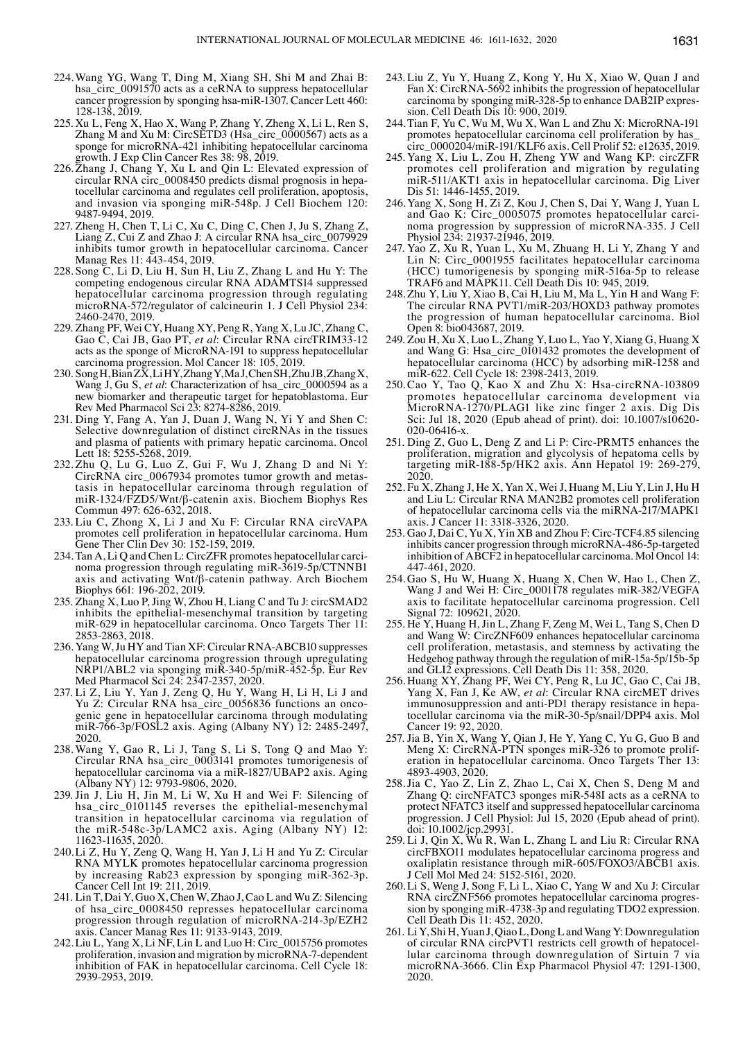224. Wang YG, Wang T, Ding M, Xiang SH, Shi M and Zhai B: hsa_circ_0091570 acts as a ceRNA to suppress hepatocellular cancer progression by sponging hsa-miR-1307. Cancer Lett 460: 128-138, 2019.

225. Xu L, Feng X, Hao X, Wang P, Zhang Y, Zheng X, Li L, Ren S, Zhang M and Xu M: CircSETD3 (Hsa_circ_0000567) acts as a sponge for microRNA-421 inhibiting hepatocellular carcinoma growth. J Exp Clin Cancer Res 38: 98, 2019.

226. Zhang J, Chang Y, Xu L and Qin L: Elevated expression of circular RNA circ_0008450 predicts dismal prognosis in hepatocellular carcinoma and regulates cell proliferation, apoptosis, and invasion via sponging miR-548p. J Cell Biochem 120: 9487-9494, 2019.

227. Zheng H, Chen T, Li C, Xu C, Ding C, Chen J, Ju S, Zhang Z, Liang Z, Cui Z and Zhao J: A circular RNA hsa_circ_0079929 inhibits tumor growth in hepatocellular carcinoma. Cancer Manag Res 11: 443-454, 2019.

228. Song C, Li D, Liu H, Sun H, Liu Z, Zhang L and Hu Y: The competing endogenous circular RNA ADAMTS14 suppressed hepatocellular carcinoma progression through regulating microRNA-572/regulator of calcineurin 1. J Cell Physiol 234: 2460-2470, 2019.

229. Zhang PF, Wei CY, Huang XY, Peng R, Yang X, Lu JC, Zhang C, Gao C, Cai JB, Gao PT, *et al*: Circular RNA circTRIM33-12 acts as the sponge of MicroRNA-191 to suppress hepatocellular carcinoma progression. Mol Cancer 18: 105, 2019.

230. Song H, Bian ZX, Li HY, Zhang Y, Ma J, Chen SH, Zhu JB, Zhang X, Wang J, Gu S, *et al*: Characterization of hsa_circ_0000594 as a new biomarker and therapeutic target for hepatoblastoma. Eur Rev Med Pharmacol Sci 23: 8274-8286, 2019.

231. Ding Y, Fang A, Yan J, Duan J, Wang N, Yi Y and Shen C: Selective downregulation of distinct circRNAs in the tissues and plasma of patients with primary hepatic carcinoma. Oncol Lett 18: 5255-5268, 2019.

232. Zhu Q, Lu G, Luo Z, Gui F, Wu J, Zhang D and Ni Y: CircRNA circ_0067934 promotes tumor growth and metastasis in hepatocellular carcinoma through regulation of miR-1324/FZD5/Wnt/β-catenin axis. Biochem Biophys Res Commun 497: 626-632, 2018.

233. Liu C, Zhong X, Li J and Xu F: Circular RNA circVAPA promotes cell proliferation in hepatocellular carcinoma. Hum Gene Ther Clin Dev 30: 152-159, 2019.

234. Tan A, Li Q and Chen L: CircZFR promotes hepatocellular carcinoma progression through regulating miR-3619-5p/CTNNB1 axis and activating Wnt/β-catenin pathway. Arch Biochem Biophys 661: 196-202, 2019.

235. Zhang X, Luo P, Jing W, Zhou H, Liang C and Tu J: circSMAD2 inhibits the epithelial-mesenchymal transition by targeting miR-629 in hepatocellular carcinoma. Onco Targets Ther 11: 2853-2863, 2018.

236. Yang W, Ju HY and Tian XF: Circular RNA-ABCB10 suppresses hepatocellular carcinoma progression through upregulating NRP1/ABL2 via sponging miR-340-5p/miR-452-5p. Eur Rev Med Pharmacol Sci 24: 2347-2357, 2020.

237. Li Z, Liu Y, Yan J, Zeng Q, Hu Y, Wang H, Li H, Li J and Yu Z: Circular RNA hsa_circ_0056836 functions an oncogenic gene in hepatocellular carcinoma through modulating miR-766-3p/FOSL2 axis. Aging (Albany NY) 12: 2485-2497, 2020.

238. Wang Y, Gao R, Li J, Tang S, Li S, Tong Q and Mao Y: Circular RNA hsa_circ_0003141 promotes tumorigenesis of hepatocellular carcinoma via a miR-1827/UBAP2 axis. Aging (Albany NY) 12: 9793-9806, 2020.

239. Jin J, Liu H, Jin M, Li W, Xu H and Wei F: Silencing of hsa_circ_0101145 reverses the epithelial-mesenchymal transition in hepatocellular carcinoma via regulation of the miR-548c-3p/LAMC2 axis. Aging (Albany NY) 12: 11623-11635, 2020.

240. Li Z, Hu Y, Zeng Q, Wang H, Yan J, Li H and Yu Z: Circular RNA MYLK promotes hepatocellular carcinoma progression by increasing Rab23 expression by sponging miR-362-3p. Cancer Cell Int 19: 211, 2019.

241. Lin T, Dai Y, Guo X, Chen W, Zhao J, Cao L and Wu Z: Silencing of hsa_circ_0008450 represses hepatocellular carcinoma progression through regulation of microRNA-214-3p/EZH2 axis. Cancer Manag Res 11: 9133-9143, 2019.

242. Liu L, Yang X, Li NF, Lin L and Luo H: Circ_0015756 promotes proliferation, invasion and migration by microRNA-7-dependent inhibition of FAK in hepatocellular carcinoma. Cell Cycle 18: 2939-2953, 2019.

243. Liu Z, Yu Y, Huang Z, Kong Y, Hu X, Xiao W, Quan J and Fan X: CircRNA-5692 inhibits the progression of hepatocellular carcinoma by sponging miR-328-5p to enhance DAB2IP expression. Cell Death Dis 10: 900, 2019.

244. Tian F, Yu C, Wu M, Wu X, Wan L and Zhu X: MicroRNA-191 promotes hepatocellular carcinoma cell proliferation by has_circ_0000204/miR-191/KLF6 axis. Cell Prolif 52: e12635, 2019.

245. Yang X, Liu L, Zou H, Zheng YW and Wang KP: circZFR promotes cell proliferation and migration by regulating miR-511/AKT1 axis in hepatocellular carcinoma. Dig Liver Dis 51: 1446-1455, 2019.

246. Yang X, Song H, Zi Z, Kou J, Chen S, Dai Y, Wang J, Yuan L and Gao K: Circ_0005075 promotes hepatocellular carcinoma progression by suppression of microRNA-335. J Cell Physiol 234: 21937-21946, 2019.

247. Yao Z, Xu R, Yuan L, Xu M, Zhuang H, Li Y, Zhang Y and Lin N: Circ_0001955 facilitates hepatocellular carcinoma (HCC) tumorigenesis by sponging miR-516a-5p to release TRAF6 and MAPK11. Cell Death Dis 10: 945, 2019.

248. Zhu Y, Liu Y, Xiao B, Cai H, Liu M, Ma L, Yin H and Wang F: The circular RNA PVT1/miR-203/HOXD3 pathway promotes the progression of human hepatocellular carcinoma. Biol Open 8: bio043687, 2019.

249. Zou H, Xu X, Luo L, Zhang Y, Luo L, Yao Y, Xiang G, Huang X and Wang G: Hsa_circ_0101432 promotes the development of hepatocellular carcinoma (HCC) by adsorbing miR-1258 and miR-622. Cell Cycle 18: 2398-2413, 2019.

250. Cao Y, Tao Q, Kao X and Zhu X: Hsa-circRNA-103809 promotes hepatocellular carcinoma development via MicroRNA-1270/PLAG1 like zinc finger 2 axis. Dig Dis Sci: Jul 18, 2020 (Epub ahead of print). doi: 10.1007/s10620-020-06416-x.

251. Ding Z, Guo L, Deng Z and Li P: Circ-PRMT5 enhances the proliferation, migration and glycolysis of hepatoma cells by targeting miR-188-5p/HK2 axis. Ann Hepatol 19: 269-279, 2020.

252. Fu X, Zhang J, He X, Yan X, Wei J, Huang M, Liu Y, Lin J, Hu H and Liu L: Circular RNA MAN2B2 promotes cell proliferation of hepatocellular carcinoma cells via the miRNA-217/MAPK1 axis. J Cancer 11: 3318-3326, 2020.

253. Gao J, Dai C, Yu X, Yin XB and Zhou F: Circ-TCF4.85 silencing inhibits cancer progression through microRNA-486-5p-targeted inhibition of ABCF2 in hepatocellular carcinoma. Mol Oncol 14: 447-461, 2020.

254. Gao S, Hu W, Huang X, Huang X, Chen W, Hao L, Chen Z, Wang J and Wei H: Circ_0001178 regulates miR-382/VEGFA axis to facilitate hepatocellular carcinoma progression. Cell Signal 72: 109621, 2020.

255. He Y, Huang H, Jin L, Zhang F, Zeng M, Wei L, Tang S, Chen D and Wang W: CircZNF609 enhances hepatocellular carcinoma cell proliferation, metastasis, and stemness by activating the Hedgehog pathway through the regulation of miR-15a-5p/15b-5p and GLI2 expressions. Cell Death Dis 11: 358, 2020.

256. Huang XY, Zhang PF, Wei CY, Peng R, Lu JC, Gao C, Cai JB, Yang X, Fan J, Ke AW, *et al*: Circular RNA circMET drives immunosuppression and anti-PD1 therapy resistance in hepatocellular carcinoma via the miR-30-5p/snail/DPP4 axis. Mol Cancer 19: 92, 2020.

257. Jia B, Yin X, Wang Y, Qian J, He Y, Yang C, Yu G, Guo B and Meng X: CircRNA-PTN sponges miR-326 to promote proliferation in hepatocellular carcinoma. Onco Targets Ther 13: 4893-4903, 2020.

258. Jia C, Yao Z, Lin Z, Zhao L, Cai X, Chen S, Deng M and Zhang Q: circNFATC3 sponges miR-548I acts as a ceRNA to protect NFATC3 itself and suppressed hepatocellular carcinoma progression. J Cell Physiol: Jul 15, 2020 (Epub ahead of print). doi: 10.1002/jcp.29931.

259. Li J, Qin X, Wu R, Wan L, Zhang L and Liu R: Circular RNA circFBXO11 modulates hepatocellular carcinoma progress and oxaliplatin resistance through miR-605/FOXO3/ABCB1 axis. J Cell Mol Med 24: 5152-5161, 2020.

260. Li S, Weng J, Song F, Li L, Xiao C, Yang W and Xu J: Circular RNA circZNF566 promotes hepatocellular carcinoma progression by sponging miR-4738-3p and regulating TDO2 expression. Cell Death Dis 11: 452, 2020.

261. Li Y, Shi H, Yuan J, Qiao L, Dong L and Wang Y: Downregulation of circular RNA circPVT1 restricts cell growth of hepatocellular carcinoma through downregulation of Sirtuin 7 via microRNA-3666. Clin Exp Pharmacol Physiol 47: 1291-1300, 2020.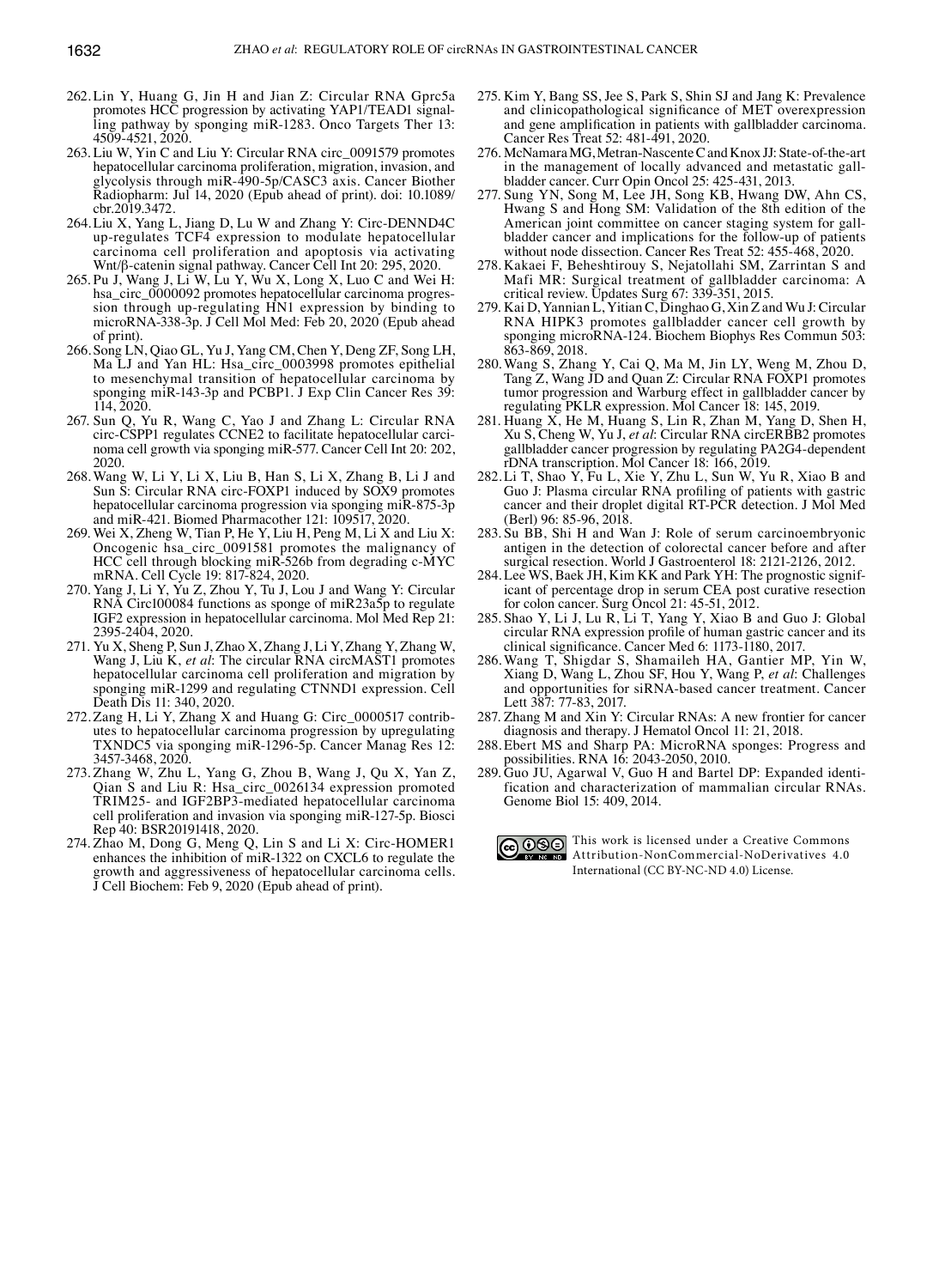262. Lin Y, Huang G, Jin H and Jian Z: Circular RNA Gprc5a promotes HCC progression by activating YAP1/TEAD1 signalling pathway by sponging miR-1283. Onco Targets Ther 13: 4509-4521, 2020.

263. Liu W, Yin C and Liu Y: Circular RNA circ_0091579 promotes hepatocellular carcinoma proliferation, migration, invasion, and glycolysis through miR-490-5p/CASC3 axis. Cancer Biother Radiopharm: Jul 14, 2020 (Epub ahead of print). doi: 10.1089/cbr.2019.3472.

264. Liu X, Yang L, Jiang D, Lu W and Zhang Y: Circ-DENND4C up-regulates TCF4 expression to modulate hepatocellular carcinoma cell proliferation and apoptosis via activating Wnt/β-catenin signal pathway. Cancer Cell Int 20: 295, 2020.

265. Pu J, Wang J, Li W, Lu Y, Wu X, Long X, Luo C and Wei H: hsa_circ_0000092 promotes hepatocellular carcinoma progression through up-regulating HN1 expression by binding to microRNA-338-3p. J Cell Mol Med: Feb 20, 2020 (Epub ahead of print).

266. Song LN, Qiao GL, Yu J, Yang CM, Chen Y, Deng ZF, Song LH, Ma LJ and Yan HL: Hsa_circ_0003998 promotes epithelial to mesenchymal transition of hepatocellular carcinoma by sponging miR-143-3p and PCBP1. J Exp Clin Cancer Res 39: 114, 2020.

267. Sun Q, Yu R, Wang C, Yao J and Zhang L: Circular RNA circ-CSPP1 regulates CCNE2 to facilitate hepatocellular carcinoma cell growth via sponging miR-577. Cancer Cell Int 20: 202, 2020.

268. Wang W, Li Y, Li X, Liu B, Han S, Li X, Zhang B, Li J and Sun S: Circular RNA circ-FOXP1 induced by SOX9 promotes hepatocellular carcinoma progression via sponging miR-875-3p and miR-421. Biomed Pharmacother 121: 109517, 2020.

269. Wei X, Zheng W, Tian P, He Y, Liu H, Peng M, Li X and Liu X: Oncogenic hsa_circ_0091581 promotes the malignancy of HCC cell through blocking miR-526b from degrading c-MYC mRNA. Cell Cycle 19: 817-824, 2020.

270. Yang J, Li Y, Yu Z, Zhou Y, Tu J, Lou J and Wang Y: Circular RNA Circ100084 functions as sponge of miR23a5p to regulate IGF2 expression in hepatocellular carcinoma. Mol Med Rep 21: 2395-2404, 2020.

271. Yu X, Sheng P, Sun J, Zhao X, Zhang J, Li Y, Zhang Y, Zhang W, Wang J, Liu K, *et al*: The circular RNA circMAST1 promotes hepatocellular carcinoma cell proliferation and migration by sponging miR-1299 and regulating CTNND1 expression. Cell Death Dis 11: 340, 2020.

272. Zang H, Li Y, Zhang X and Huang G: Circ_0000517 contributes to hepatocellular carcinoma progression by upregulating TXNDC5 via sponging miR-1296-5p. Cancer Manag Res 12: 3457-3468, 2020.

273. Zhang W, Zhu L, Yang G, Zhou B, Wang J, Qu X, Yan Z, Qian S and Liu R: Hsa_circ_0026134 expression promoted TRIM25- and IGF2BP3-mediated hepatocellular carcinoma cell proliferation and invasion via sponging miR-127-5p. Biosci Rep 40: BSR20191418, 2020.

274. Zhao M, Dong G, Meng Q, Lin S and Li X: Circ-HOMER1 enhances the inhibition of miR-1322 on CXCL6 to regulate the growth and aggressiveness of hepatocellular carcinoma cells. J Cell Biochem: Feb 9, 2020 (Epub ahead of print).

275. Kim Y, Bang SS, Jee S, Park S, Shin SJ and Jang K: Prevalence and clinicopathological significance of MET overexpression and gene amplification in patients with gallbladder carcinoma. Cancer Res Treat 52: 481-491, 2020.

276. McNamara MG, Metran-Nascente C and Knox JJ: State-of-the-art in the management of locally advanced and metastatic gallbladder cancer. Curr Opin Oncol 25: 425-431, 2013.

277. Sung YN, Song M, Lee JH, Song KB, Hwang DW, Ahn CS, Hwang S and Hong SM: Validation of the 8th edition of the American joint committee on cancer staging system for gallbladder cancer and implications for the follow-up of patients without node dissection. Cancer Res Treat 52: 455-468, 2020.

278. Kakaei F, Beheshtirouy S, Nejatollahi SM, Zarrintan S and Mafi MR: Surgical treatment of gallbladder carcinoma: A critical review. Updates Surg 67: 339-351, 2015.

279. Kai D, Yannian L, Yitian C, Dinghao G, Xin Z and Wu J: Circular RNA HIPK3 promotes gallbladder cancer cell growth by sponging microRNA-124. Biochem Biophys Res Commun 503: 863-869, 2018.

280. Wang S, Zhang Y, Cai Q, Ma M, Jin LY, Weng M, Zhou D, Tang Z, Wang JD and Quan Z: Circular RNA FOXP1 promotes tumor progression and Warburg effect in gallbladder cancer by regulating PKLR expression. Mol Cancer 18: 145, 2019.

281. Huang X, He M, Huang S, Lin R, Zhan M, Yang D, Shen H, Xu S, Cheng W, Yu J, *et al*: Circular RNA circERBB2 promotes gallbladder cancer progression by regulating PA2G4-dependent rDNA transcription. Mol Cancer 18: 166, 2019.

282. Li T, Shao Y, Fu L, Xie Y, Zhu L, Sun W, Yu R, Xiao B and Guo J: Plasma circular RNA profiling of patients with gastric cancer and their droplet digital RT-PCR detection. J Mol Med (Berl) 96: 85-96, 2018.

283. Su BB, Shi H and Wan J: Role of serum carcinoembryonic antigen in the detection of colorectal cancer before and after surgical resection. World J Gastroenterol 18: 2121-2126, 2012.

284. Lee WS, Baek JH, Kim KK and Park YH: The prognostic significant of percentage drop in serum CEA post curative resection for colon cancer. Surg Oncol 21: 45-51, 2012.

285. Shao Y, Li J, Lu R, Li T, Yang Y, Xiao B and Guo J: Global circular RNA expression profile of human gastric cancer and its clinical significance. Cancer Med 6: 1173-1180, 2017.

286. Wang T, Shigdar S, Shamaileh HA, Gantier MP, Yin W, Xiang D, Wang L, Zhou SF, Hou Y, Wang P, *et al*: Challenges and opportunities for siRNA-based cancer treatment. Cancer Lett 387: 77-83, 2017.

287. Zhang M and Xin Y: Circular RNAs: A new frontier for cancer diagnosis and therapy. J Hematol Oncol 11: 21, 2018.

288. Ebert MS and Sharp PA: MicroRNA sponges: Progress and possibilities. RNA 16: 2043-2050, 2010.

289. Guo JU, Agarwal V, Guo H and Bartel DP: Expanded identification and characterization of mammalian circular RNAs. Genome Biol 15: 409, 2014.

This work is licensed under a Creative Commons Attribution-NonCommercial-NoDerivatives 4.0 International (CC BY-NC-ND 4.0) License.